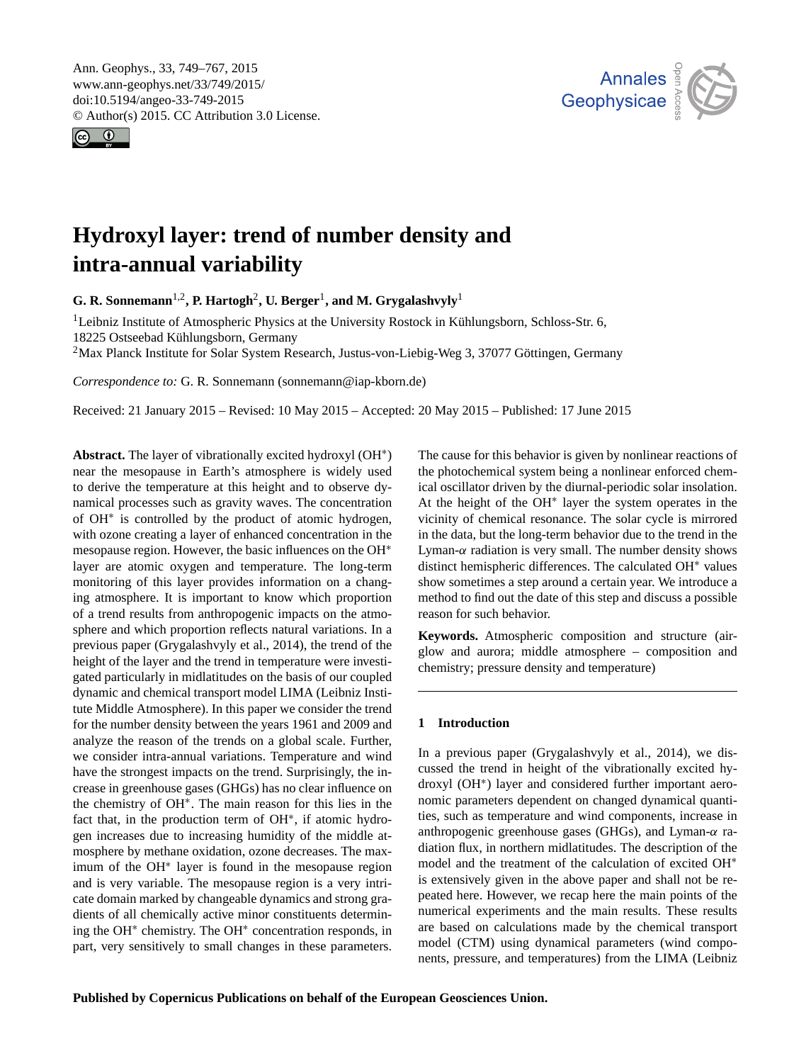# Hydroxyl layer: trend of number density and intra-annual variability

**G. R. Sonnemann[1,2], P. Hartogh[2], U. Berger[1], and M. Grygalashvyly[1]**

[1]Leibniz Institute of Atmospheric Physics at the University Rostock in Kühlungsborn, Schloss-Str. 6, 18225 Ostseebad Kühlungsborn, Germany

[2]Max Planck Institute for Solar System Research, Justus-von-Liebig-Weg 3, 37077 Göttingen, Germany

*Correspondence to:* G. R. Sonnemann (sonnemann@iap-kborn.de)

Received: 21 January 2015 – Revised: 10 May 2015 – Accepted: 20 May 2015 – Published: 17 June 2015

**Abstract.** The layer of vibrationally excited hydroxyl ($OH^*$) near the mesopause in Earth's atmosphere is widely used to derive the temperature at this height and to observe dynamical processes such as gravity waves. The concentration of $OH^*$ is controlled by the product of atomic hydrogen, with ozone creating a layer of enhanced concentration in the mesopause region. However, the basic influences on the $OH^*$ layer are atomic oxygen and temperature. The long-term monitoring of this layer provides information on a changing atmosphere. It is important to know which proportion of a trend results from anthropogenic impacts on the atmosphere and which proportion reflects natural variations. In a previous paper (Grygalashvyly et al., 2014), the trend of the height of the layer and the trend in temperature were investigated particularly in midlatitudes on the basis of our coupled dynamic and chemical transport model LIMA (Leibniz Institute Middle Atmosphere). In this paper we consider the trend for the number density between the years 1961 and 2009 and analyze the reason of the trends on a global scale. Further, we consider intra-annual variations. Temperature and wind have the strongest impacts on the trend. Surprisingly, the increase in greenhouse gases (GHGs) has no clear influence on the chemistry of $OH^*$. The main reason for this lies in the fact that, in the production term of $OH^*$, if atomic hydrogen increases due to increasing humidity of the middle atmosphere by methane oxidation, ozone decreases. The maximum of the $OH^*$ layer is found in the mesopause region and is very variable. The mesopause region is a very intricate domain marked by changeable dynamics and strong gradients of all chemically active minor constituents determining the $OH^*$ chemistry. The $OH^*$ concentration responds, in part, very sensitively to small changes in these parameters. The cause for this behavior is given by nonlinear reactions of the photochemical system being a nonlinear enforced chemical oscillator driven by the diurnal-periodic solar insolation. At the height of the $OH^*$ layer the system operates in the vicinity of chemical resonance. The solar cycle is mirrored in the data, but the long-term behavior due to the trend in the Lyman-$\alpha$ radiation is very small. The number density shows distinct hemispheric differences. The calculated $OH^*$ values show sometimes a step around a certain year. We introduce a method to find out the date of this step and discuss a possible reason for such behavior.

**Keywords.** Atmospheric composition and structure (airglow and aurora; middle atmosphere – composition and chemistry; pressure density and temperature)

## 1 Introduction

In a previous paper (Grygalashvyly et al., 2014), we discussed the trend in height of the vibrationally excited hydroxyl ($OH^*$) layer and considered further important aeronomic parameters dependent on changed dynamical quantities, such as temperature and wind components, increase in anthropogenic greenhouse gases (GHGs), and Lyman-$\alpha$ radiation flux, in northern midlatitudes. The description of the model and the treatment of the calculation of excited $OH^*$ is extensively given in the above paper and shall not be repeated here. However, we recap here the main points of the numerical experiments and the main results. These results are based on calculations made by the chemical transport model (CTM) using dynamical parameters (wind components, pressure, and temperatures) from the LIMA (Leibniz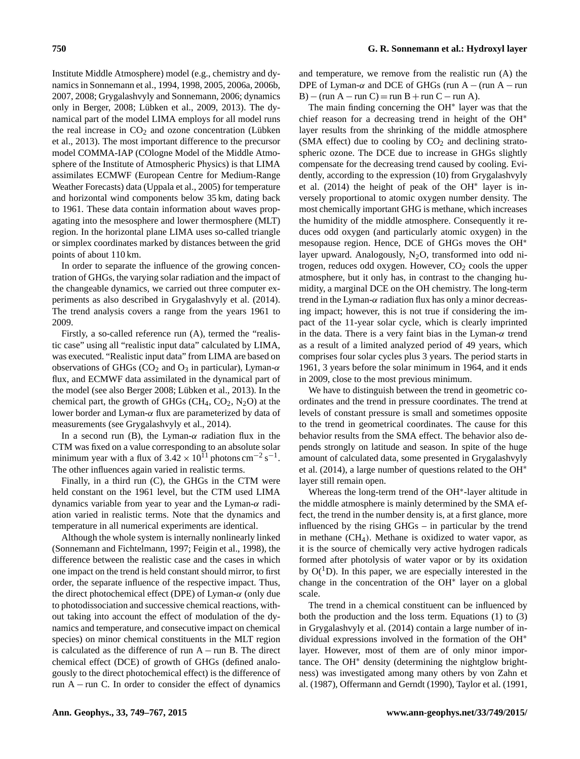Institute Middle Atmosphere) model (e.g., chemistry and dynamics in Sonnemann et al., 1994, 1998, 2005, 2006a, 2006b, 2007, 2008; Grygalashvyly and Sonnemann, 2006; dynamics only in Berger, 2008; Lübken et al., 2009, 2013). The dynamical part of the model LIMA employs for all model runs the real increase in $CO_2$ and ozone concentration (Lübken et al., 2013). The most important difference to the precursor model COMMA-IAP (COlogne Model of the Middle Atmosphere of the Institute of Atmospheric Physics) is that LIMA assimilates ECMWF (European Centre for Medium-Range Weather Forecasts) data (Uppala et al., 2005) for temperature and horizontal wind components below 35 km, dating back to 1961. These data contain information about waves propagating into the mesosphere and lower thermosphere (MLT) region. In the horizontal plane LIMA uses so-called triangle or simplex coordinates marked by distances between the grid points of about 110 km.

In order to separate the influence of the growing concentration of GHGs, the varying solar radiation and the impact of the changeable dynamics, we carried out three computer experiments as also described in Grygalashvyly et al. (2014). The trend analysis covers a range from the years 1961 to 2009.

Firstly, a so-called reference run (A), termed the "realistic case" using all "realistic input data" calculated by LIMA, was executed. "Realistic input data" from LIMA are based on observations of GHGs ($CO_2$ and $O_3$ in particular), Lyman-$\alpha$ flux, and ECMWF data assimilated in the dynamical part of the model (see also Berger 2008; Lübken et al., 2013). In the chemical part, the growth of GHGs ($CH_4$, $CO_2$, $N_2O$) at the lower border and Lyman-$\alpha$ flux are parameterized by data of measurements (see Grygalashvyly et al., 2014).

In a second run (B), the Lyman-$\alpha$ radiation flux in the CTM was fixed on a value corresponding to an absolute solar minimum year with a flux of $3.42 \times 10^{11}$ photons $cm^{-2}\,s^{-1}$. The other influences again varied in realistic terms.

Finally, in a third run (C), the GHGs in the CTM were held constant on the 1961 level, but the CTM used LIMA dynamics variable from year to year and the Lyman-$\alpha$ radiation varied in realistic terms. Note that the dynamics and temperature in all numerical experiments are identical.

Although the whole system is internally nonlinearly linked (Sonnemann and Fichtelmann, 1997; Feigin et al., 1998), the difference between the realistic case and the cases in which one impact on the trend is held constant should mirror, to first order, the separate influence of the respective impact. Thus, the direct photochemical effect (DPE) of Lyman-$\alpha$ (only due to photodissociation and successive chemical reactions, without taking into account the effect of modulation of the dynamics and temperature, and consecutive impact on chemical species) on minor chemical constituents in the MLT region is calculated as the difference of run A − run B. The direct chemical effect (DCE) of growth of GHGs (defined analogously to the direct photochemical effect) is the difference of run A − run C. In order to consider the effect of dynamics and temperature, we remove from the realistic run (A) the DPE of Lyman-$\alpha$ and DCE of GHGs (run A − (run A − run B) − (run A − run C) = run B + run C − run A).

The main finding concerning the OH* layer was that the chief reason for a decreasing trend in height of the OH* layer results from the shrinking of the middle atmosphere (SMA effect) due to cooling by $CO_2$ and declining stratospheric ozone. The DCE due to increase in GHGs slightly compensate for the decreasing trend caused by cooling. Evidently, according to the expression (10) from Grygalashvyly et al. (2014) the height of peak of the OH* layer is inversely proportional to atomic oxygen number density. The most chemically important GHG is methane, which increases the humidity of the middle atmosphere. Consequently it reduces odd oxygen (and particularly atomic oxygen) in the mesopause region. Hence, DCE of GHGs moves the OH* layer upward. Analogously, $N_2O$, transformed into odd nitrogen, reduces odd oxygen. However, $CO_2$ cools the upper atmosphere, but it only has, in contrast to the changing humidity, a marginal DCE on the OH chemistry. The long-term trend in the Lyman-$\alpha$ radiation flux has only a minor decreasing impact; however, this is not true if considering the impact of the 11-year solar cycle, which is clearly imprinted in the data. There is a very faint bias in the Lyman-$\alpha$ trend as a result of a limited analyzed period of 49 years, which comprises four solar cycles plus 3 years. The period starts in 1961, 3 years before the solar minimum in 1964, and it ends in 2009, close to the most previous minimum.

We have to distinguish between the trend in geometric coordinates and the trend in pressure coordinates. The trend at levels of constant pressure is small and sometimes opposite to the trend in geometrical coordinates. The cause for this behavior results from the SMA effect. The behavior also depends strongly on latitude and season. In spite of the huge amount of calculated data, some presented in Grygalashvyly et al. (2014), a large number of questions related to the OH* layer still remain open.

Whereas the long-term trend of the OH*-layer altitude in the middle atmosphere is mainly determined by the SMA effect, the trend in the number density is, at a first glance, more influenced by the rising GHGs – in particular by the trend in methane ($CH_4$). Methane is oxidized to water vapor, as it is the source of chemically very active hydrogen radicals formed after photolysis of water vapor or by its oxidation by $O(^1D)$. In this paper, we are especially interested in the change in the concentration of the OH* layer on a global scale.

The trend in a chemical constituent can be influenced by both the production and the loss term. Equations (1) to (3) in Grygalashvyly et al. (2014) contain a large number of individual expressions involved in the formation of the OH* layer. However, most of them are of only minor importance. The OH* density (determining the nightglow brightness) was investigated among many others by von Zahn et al. (1987), Offermann and Gerndt (1990), Taylor et al. (1991,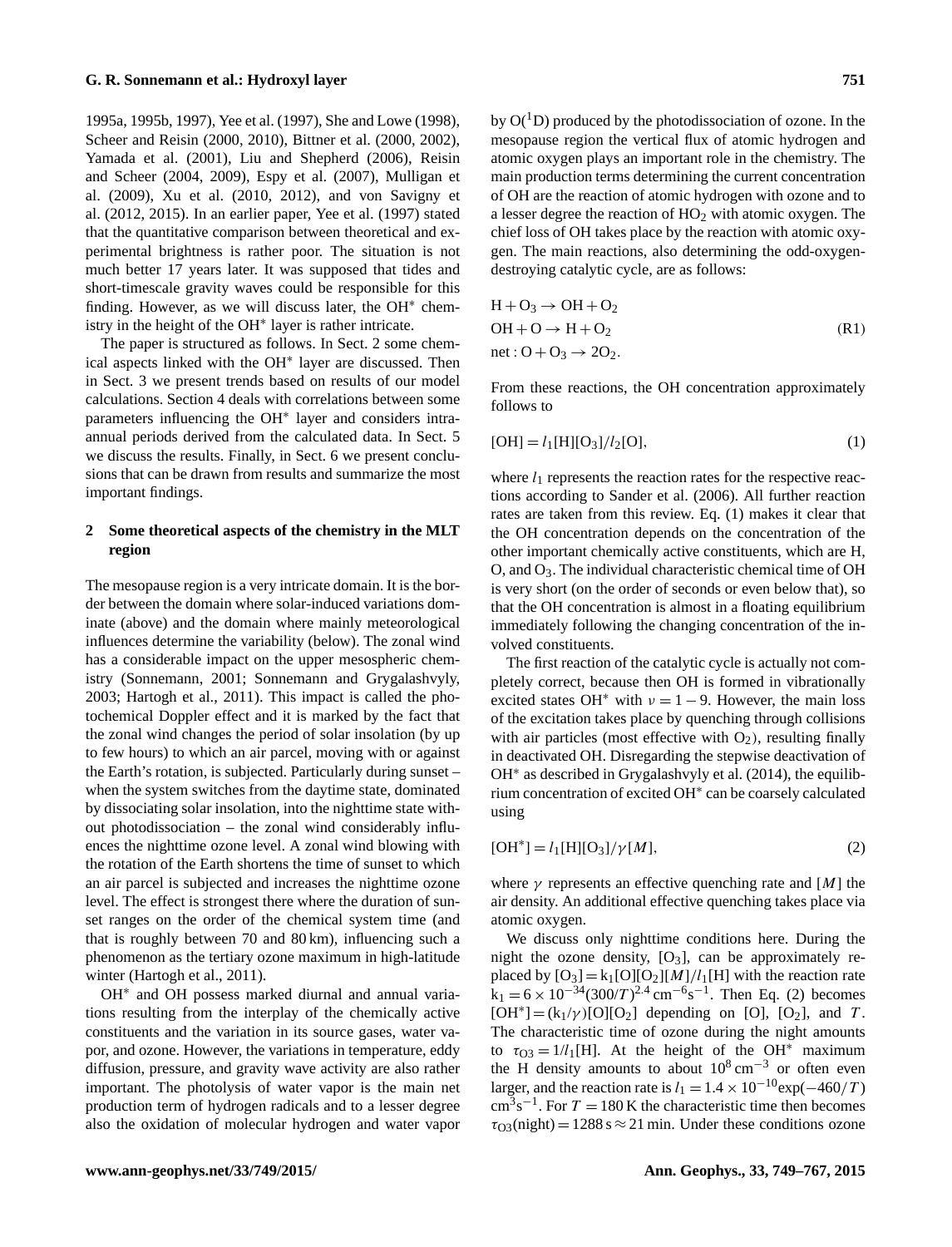1995a, 1995b, 1997), Yee et al. (1997), She and Lowe (1998), Scheer and Reisin (2000, 2010), Bittner et al. (2000, 2002), Yamada et al. (2001), Liu and Shepherd (2006), Reisin and Scheer (2004, 2009), Espy et al. (2007), Mulligan et al. (2009), Xu et al. (2010, 2012), and von Savigny et al. (2012, 2015). In an earlier paper, Yee et al. (1997) stated that the quantitative comparison between theoretical and experimental brightness is rather poor. The situation is not much better 17 years later. It was supposed that tides and short-timescale gravity waves could be responsible for this finding. However, as we will discuss later, the $OH^*$ chemistry in the height of the $OH^*$ layer is rather intricate.

The paper is structured as follows. In Sect. 2 some chemical aspects linked with the $OH^*$ layer are discussed. Then in Sect. 3 we present trends based on results of our model calculations. Section 4 deals with correlations between some parameters influencing the $OH^*$ layer and considers intra-annual periods derived from the calculated data. In Sect. 5 we discuss the results. Finally, in Sect. 6 we present conclusions that can be drawn from results and summarize the most important findings.

## 2 Some theoretical aspects of the chemistry in the MLT region

The mesopause region is a very intricate domain. It is the border between the domain where solar-induced variations dominate (above) and the domain where mainly meteorological influences determine the variability (below). The zonal wind has a considerable impact on the upper mesospheric chemistry (Sonnemann, 2001; Sonnemann and Grygalashvyly, 2003; Hartogh et al., 2011). This impact is called the photochemical Doppler effect and it is marked by the fact that the zonal wind changes the period of solar insolation (by up to few hours) to which an air parcel, moving with or against the Earth's rotation, is subjected. Particularly during sunset – when the system switches from the daytime state, dominated by dissociating solar insolation, into the nighttime state without photodissociation – the zonal wind considerably influences the nighttime ozone level. A zonal wind blowing with the rotation of the Earth shortens the time of sunset to which an air parcel is subjected and increases the nighttime ozone level. The effect is strongest there where the duration of sunset ranges on the order of the chemical system time (and that is roughly between 70 and 80 km), influencing such a phenomenon as the tertiary ozone maximum in high-latitude winter (Hartogh et al., 2011).

$OH^*$ and OH possess marked diurnal and annual variations resulting from the interplay of the chemically active constituents and the variation in its source gases, water vapor, and ozone. However, the variations in temperature, eddy diffusion, pressure, and gravity wave activity are also rather important. The photolysis of water vapor is the main net production term of hydrogen radicals and to a lesser degree also the oxidation of molecular hydrogen and water vapor by $O(^1D)$ produced by the photodissociation of ozone. In the mesopause region the vertical flux of atomic hydrogen and atomic oxygen plays an important role in the chemistry. The main production terms determining the current concentration of OH are the reaction of atomic hydrogen with ozone and to a lesser degree the reaction of $HO_2$ with atomic oxygen. The chief loss of OH takes place by the reaction with atomic oxygen. The main reactions, also determining the odd-oxygen-destroying catalytic cycle, are as follows:

$$\begin{aligned}
&H + O_3 \rightarrow OH + O_2 \\
&OH + O \rightarrow H + O_2 \\
&\text{net}: O + O_3 \rightarrow 2O_2.
\end{aligned} \tag{R1}$$

From these reactions, the OH concentration approximately follows to

$$[OH] = l_1[H][O_3]/l_2[O], \tag{1}$$

where $l_1$ represents the reaction rates for the respective reactions according to Sander et al. (2006). All further reaction rates are taken from this review. Eq. (1) makes it clear that the OH concentration depends on the concentration of the other important chemically active constituents, which are H, O, and $O_3$. The individual characteristic chemical time of OH is very short (on the order of seconds or even below that), so that the OH concentration is almost in a floating equilibrium immediately following the changing concentration of the involved constituents.

The first reaction of the catalytic cycle is actually not completely correct, because then OH is formed in vibrationally excited states $OH^*$ with $\nu = 1-9$. However, the main loss of the excitation takes place by quenching through collisions with air particles (most effective with $O_2$), resulting finally in deactivated OH. Disregarding the stepwise deactivation of $OH^*$ as described in Grygalashvyly et al. (2014), the equilibrium concentration of excited $OH^*$ can be coarsely calculated using

$$[OH^*] = l_1[H][O_3]/\gamma[M], \tag{2}$$

where $\gamma$ represents an effective quenching rate and $[M]$ the air density. An additional effective quenching takes place via atomic oxygen.

We discuss only nighttime conditions here. During the night the ozone density, $[O_3]$, can be approximately replaced by $[O_3] = k_1[O][O_2][M]/l_1[H]$ with the reaction rate $k_1 = 6 \times 10^{-34}(300/T)^{2.4}\,cm^{-6}s^{-1}$. Then Eq. (2) becomes $[OH^*] = (k_1/\gamma)[O][O_2]$ depending on [O], $[O_2]$, and $T$. The characteristic time of ozone during the night amounts to $\tau_{O3} = 1/l_1[H]$. At the height of the $OH^*$ maximum the H density amounts to about $10^8\,cm^{-3}$ or often even larger, and the reaction rate is $l_1 = 1.4 \times 10^{-10}\exp(-460/T)\,cm^3s^{-1}$. For $T = 180$ K the characteristic time then becomes $\tau_{O3}(\text{night}) = 1288\,s \approx 21$ min. Under these conditions ozone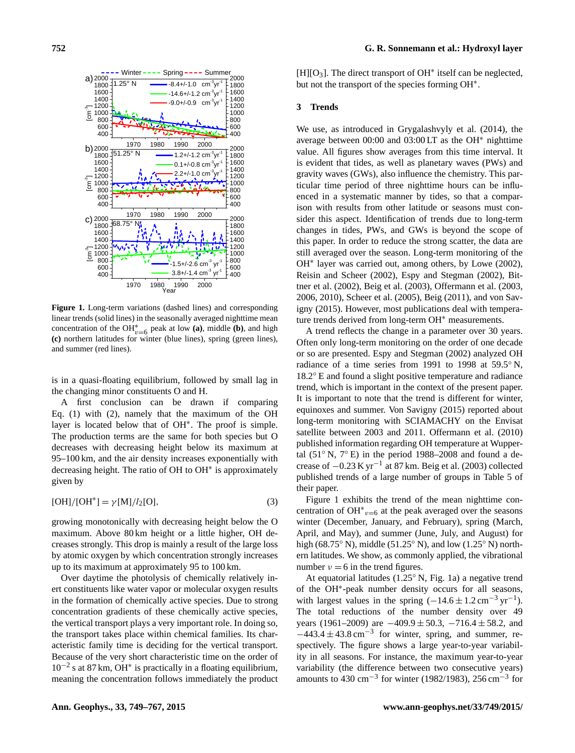**Figure 1.** Long-term variations (dashed lines) and corresponding linear trends (solid lines) in the seasonally averaged nighttime mean concentration of the $OH^*_{v=6}$ peak at low **(a)**, middle **(b)**, and high **(c)** northern latitudes for winter (blue lines), spring (green lines), and summer (red lines).

is in a quasi-floating equilibrium, followed by small lag in the changing minor constituents O and H.

A first conclusion can be drawn if comparing Eq. (1) with (2), namely that the maximum of the OH layer is located below that of OH*. The proof is simple. The production terms are the same for both species but O decreases with decreasing height below its maximum at 95–100 km, and the air density increases exponentially with decreasing height. The ratio of OH to OH* is approximately given by

$$[OH]/[OH^*] = \gamma[M]/l_2[O], \quad (3)$$

growing monotonically with decreasing height below the O maximum. Above 80 km height or a little higher, OH decreases strongly. This drop is mainly a result of the large loss by atomic oxygen by which concentration strongly increases up to its maximum at approximately 95 to 100 km.

Over daytime the photolysis of chemically relatively inert constituents like water vapor or molecular oxygen results in the formation of chemically active species. Due to strong concentration gradients of these chemically active species, the vertical transport plays a very important role. In doing so, the transport takes place within chemical families. Its characteristic family time is deciding for the vertical transport. Because of the very short characteristic time on the order of $10^{-2}$ s at 87 km, OH* is practically in a floating equilibrium, meaning the concentration follows immediately the product $[H][O_3]$. The direct transport of OH* itself can be neglected, but not the transport of the species forming OH*.

## 3 Trends

We use, as introduced in Grygalashvyly et al. (2014), the average between 00:00 and 03:00 LT as the OH* nighttime value. All figures show averages from this time interval. It is evident that tides, as well as planetary waves (PWs) and gravity waves (GWs), also influence the chemistry. This particular time period of three nighttime hours can be influenced in a systematic manner by tides, so that a comparison with results from other latitude or seasons must consider this aspect. Identification of trends due to long-term changes in tides, PWs, and GWs is beyond the scope of this paper. In order to reduce the strong scatter, the data are still averaged over the season. Long-term monitoring of the OH* layer was carried out, among others, by Lowe (2002), Reisin and Scheer (2002), Espy and Stegman (2002), Bittner et al. (2002), Beig et al. (2003), Offermann et al. (2003, 2006, 2010), Scheer et al. (2005), Beig (2011), and von Savigny (2015). However, most publications deal with temperature trends derived from long-term OH* measurements.

A trend reflects the change in a parameter over 30 years. Often only long-term monitoring on the order of one decade or so are presented. Espy and Stegman (2002) analyzed OH radiance of a time series from 1991 to 1998 at 59.5° N, 18.2° E and found a slight positive temperature and radiance trend, which is important in the context of the present paper. It is important to note that the trend is different for winter, equinoxes and summer. Von Savigny (2015) reported about long-term monitoring with SCIAMACHY on the Envisat satellite between 2003 and 2011. Offermann et al. (2010) published information regarding OH temperature at Wuppertal (51° N, 7° E) in the period 1988–2008 and found a decrease of $-0.23\,\mathrm{K\,yr^{-1}}$ at 87 km. Beig et al. (2003) collected published trends of a large number of groups in Table 5 of their paper.

Figure 1 exhibits the trend of the mean nighttime concentration of $OH^*_{v=6}$ at the peak averaged over the seasons winter (December, January, and February), spring (March, April, and May), and summer (June, July, and August) for high (68.75° N), middle (51.25° N), and low (1.25° N) northern latitudes. We show, as commonly applied, the vibrational number $v = 6$ in the trend figures.

At equatorial latitudes (1.25° N, Fig. 1a) a negative trend of the OH*-peak number density occurs for all seasons, with largest values in the spring ($-14.6 \pm 1.2\,\mathrm{cm^{-3}\,yr^{-1}}$). The total reductions of the number density over 49 years (1961–2009) are $-409.9 \pm 50.3$, $-716.4 \pm 58.2$, and $-443.4 \pm 43.8\,\mathrm{cm^{-3}}$ for winter, spring, and summer, respectively. The figure shows a large year-to-year variability in all seasons. For instance, the maximum year-to-year variability (the difference between two consecutive years) amounts to 430 $\mathrm{cm^{-3}}$ for winter (1982/1983), 256 $\mathrm{cm^{-3}}$ for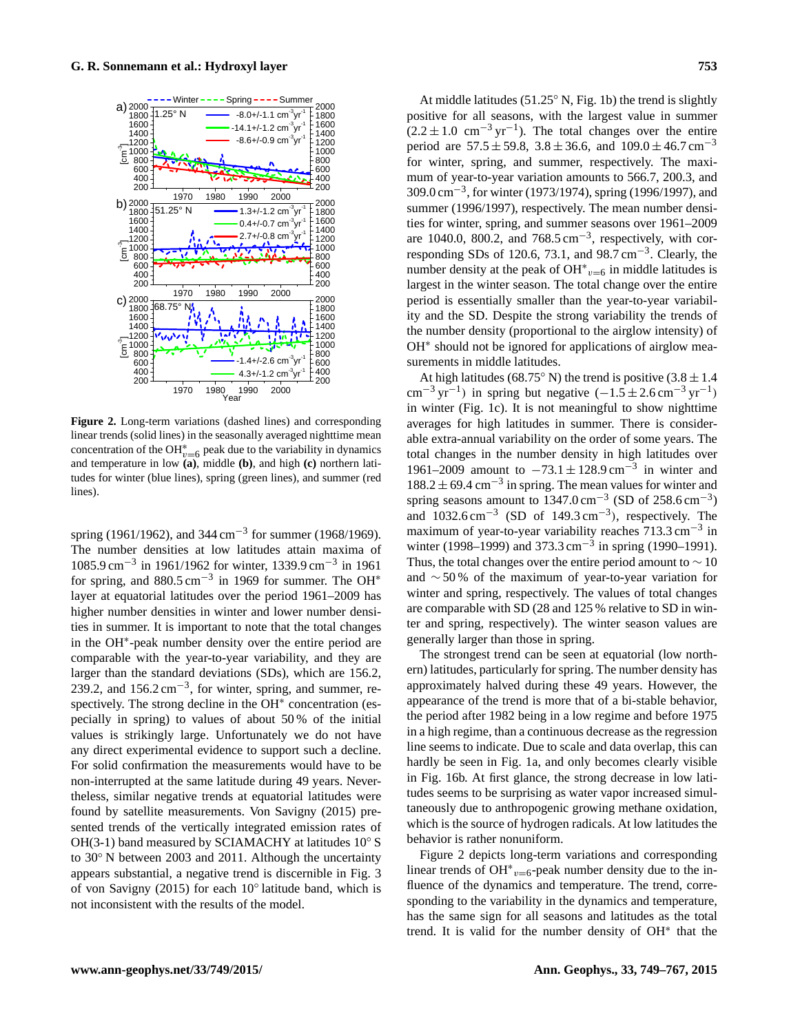**Figure 2.** Long-term variations (dashed lines) and corresponding linear trends (solid lines) in the seasonally averaged nighttime mean concentration of the $OH^*_{v=6}$ peak due to the variability in dynamics and temperature in low **(a)**, middle **(b)**, and high **(c)** northern latitudes for winter (blue lines), spring (green lines), and summer (red lines).

spring (1961/1962), and 344 $cm^{-3}$ for summer (1968/1969). The number densities at low latitudes attain maxima of 1085.9 $cm^{-3}$ in 1961/1962 for winter, 1339.9 $cm^{-3}$ in 1961 for spring, and 880.5 $cm^{-3}$ in 1969 for summer. The $OH^*$ layer at equatorial latitudes over the period 1961–2009 has higher number densities in winter and lower number densities in summer. It is important to note that the total changes in the $OH^*$-peak number density over the entire period are comparable with the year-to-year variability, and they are larger than the standard deviations (SDs), which are 156.2, 239.2, and 156.2 $cm^{-3}$, for winter, spring, and summer, respectively. The strong decline in the $OH^*$ concentration (especially in spring) to values of about 50 % of the initial values is strikingly large. Unfortunately we do not have any direct experimental evidence to support such a decline. For solid confirmation the measurements would have to be non-interrupted at the same latitude during 49 years. Nevertheless, similar negative trends at equatorial latitudes were found by satellite measurements. Von Savigny (2015) presented trends of the vertically integrated emission rates of OH(3-1) band measured by SCIAMACHY at latitudes 10° S to 30° N between 2003 and 2011. Although the uncertainty appears substantial, a negative trend is discernible in Fig. 3 of von Savigny (2015) for each 10° latitude band, which is not inconsistent with the results of the model.

At middle latitudes (51.25° N, Fig. 1b) the trend is slightly positive for all seasons, with the largest value in summer ($2.2 \pm 1.0$ $cm^{-3}$ $yr^{-1}$). The total changes over the entire period are $57.5 \pm 59.8$, $3.8 \pm 36.6$, and $109.0 \pm 46.7$ $cm^{-3}$ for winter, spring, and summer, respectively. The maximum of year-to-year variation amounts to 566.7, 200.3, and 309.0 $cm^{-3}$, for winter (1973/1974), spring (1996/1997), and summer (1996/1997), respectively. The mean number densities for winter, spring, and summer seasons over 1961–2009 are 1040.0, 800.2, and 768.5 $cm^{-3}$, respectively, with corresponding SDs of 120.6, 73.1, and 98.7 $cm^{-3}$. Clearly, the number density at the peak of $OH^*_{v=6}$ in middle latitudes is largest in the winter season. The total change over the entire period is essentially smaller than the year-to-year variability and the SD. Despite the strong variability the trends of the number density (proportional to the airglow intensity) of $OH^*$ should not be ignored for applications of airglow measurements in middle latitudes.

At high latitudes (68.75° N) the trend is positive ($3.8 \pm 1.4$ $cm^{-3}$ $yr^{-1}$) in spring but negative ($-1.5 \pm 2.6$ $cm^{-3}$ $yr^{-1}$) in winter (Fig. 1c). It is not meaningful to show nighttime averages for high latitudes in summer. There is considerable extra-annual variability on the order of some years. The total changes in the number density in high latitudes over 1961–2009 amount to $-73.1 \pm 128.9$ $cm^{-3}$ in winter and $188.2 \pm 69.4$ $cm^{-3}$ in spring. The mean values for winter and spring seasons amount to 1347.0 $cm^{-3}$ (SD of 258.6 $cm^{-3}$) and 1032.6 $cm^{-3}$ (SD of 149.3 $cm^{-3}$), respectively. The maximum of year-to-year variability reaches 713.3 $cm^{-3}$ in winter (1998–1999) and 373.3 $cm^{-3}$ in spring (1990–1991). Thus, the total changes over the entire period amount to $\sim 10$ and $\sim 50$ % of the maximum of year-to-year variation for winter and spring, respectively. The values of total changes are comparable with SD (28 and 125 % relative to SD in winter and spring, respectively). The winter season values are generally larger than those in spring.

The strongest trend can be seen at equatorial (low northern) latitudes, particularly for spring. The number density has approximately halved during these 49 years. However, the appearance of the trend is more that of a bi-stable behavior, the period after 1982 being in a low regime and before 1975 in a high regime, than a continuous decrease as the regression line seems to indicate. Due to scale and data overlap, this can hardly be seen in Fig. 1a, and only becomes clearly visible in Fig. 16b. At first glance, the strong decrease in low latitudes seems to be surprising as water vapor increased simultaneously due to anthropogenic growing methane oxidation, which is the source of hydrogen radicals. At low latitudes the behavior is rather nonuniform.

Figure 2 depicts long-term variations and corresponding linear trends of $OH^*_{v=6}$-peak number density due to the influence of the dynamics and temperature. The trend, corresponding to the variability in the dynamics and temperature, has the same sign for all seasons and latitudes as the total trend. It is valid for the number density of $OH^*$ that the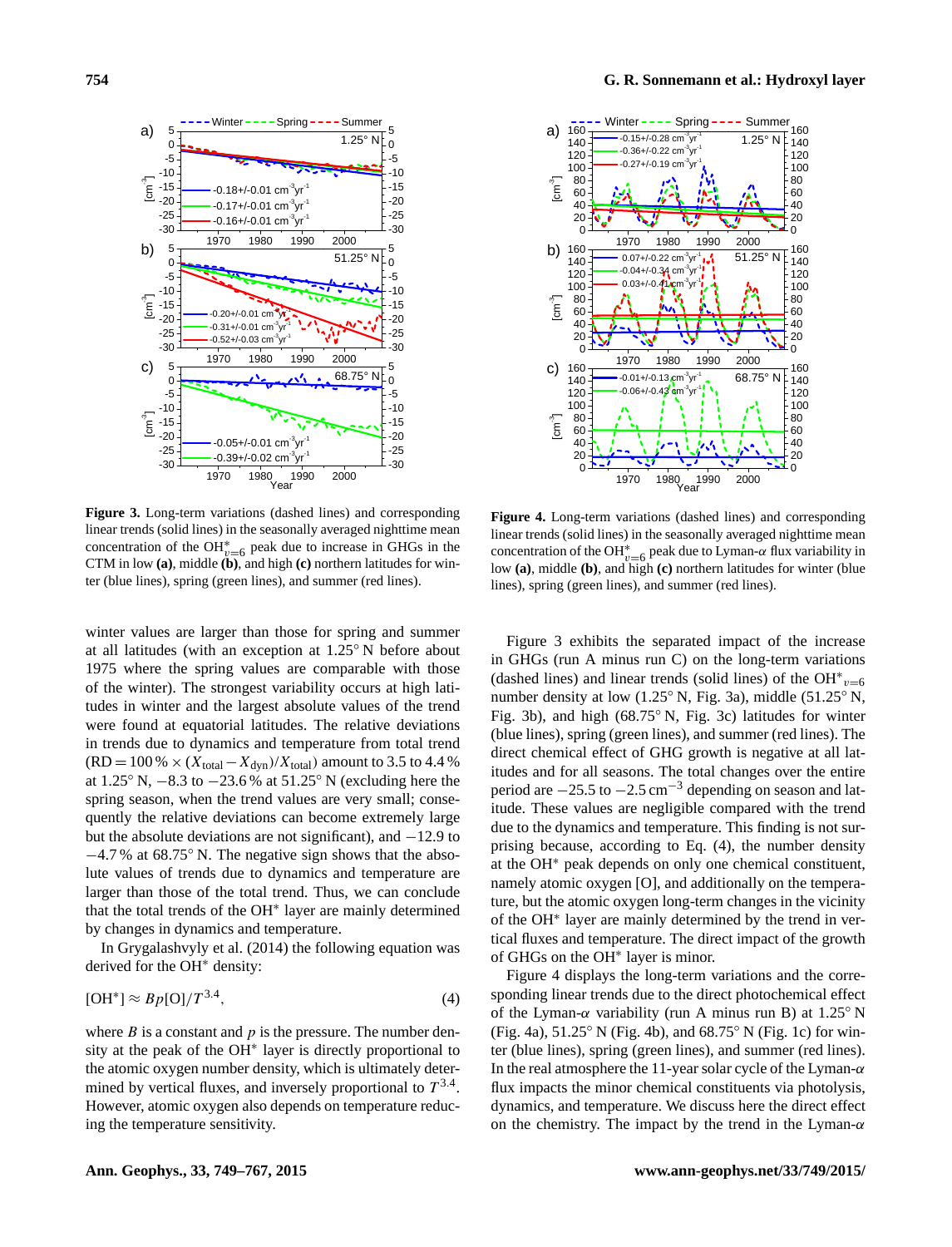**Figure 3.** Long-term variations (dashed lines) and corresponding linear trends (solid lines) in the seasonally averaged nighttime mean concentration of the $OH^*_{\upsilon=6}$ peak due to increase in GHGs in the CTM in low **(a)**, middle **(b)**, and high **(c)** northern latitudes for winter (blue lines), spring (green lines), and summer (red lines).

**Figure 4.** Long-term variations (dashed lines) and corresponding linear trends (solid lines) in the seasonally averaged nighttime mean concentration of the $OH^*_{\upsilon=6}$ peak due to Lyman-$\alpha$ flux variability in low **(a)**, middle **(b)**, and high **(c)** northern latitudes for winter (blue lines), spring (green lines), and summer (red lines).

winter values are larger than those for spring and summer at all latitudes (with an exception at 1.25° N before about 1975 where the spring values are comparable with those of the winter). The strongest variability occurs at high latitudes in winter and the largest absolute values of the trend were found at equatorial latitudes. The relative deviations in trends due to dynamics and temperature from total trend ($\text{RD} = 100\,\% \times (X_{\text{total}} - X_{\text{dyn}})/X_{\text{total}}$) amount to 3.5 to 4.4 % at 1.25° N, −8.3 to −23.6 % at 51.25° N (excluding here the spring season, when the trend values are very small; consequently the relative deviations can become extremely large but the absolute deviations are not significant), and −12.9 to −4.7 % at 68.75° N. The negative sign shows that the absolute values of trends due to dynamics and temperature are larger than those of the total trend. Thus, we can conclude that the total trends of the OH* layer are mainly determined by changes in dynamics and temperature.

In Grygalashvyly et al. (2014) the following equation was derived for the OH* density:

$$[\text{OH}^*] \approx Bp[\text{O}]/T^{3.4}, \tag{4}$$

where $B$ is a constant and $p$ is the pressure. The number density at the peak of the OH* layer is directly proportional to the atomic oxygen number density, which is ultimately determined by vertical fluxes, and inversely proportional to $T^{3.4}$. However, atomic oxygen also depends on temperature reducing the temperature sensitivity.

Figure 3 exhibits the separated impact of the increase in GHGs (run A minus run C) on the long-term variations (dashed lines) and linear trends (solid lines) of the $\text{OH}^*_{\upsilon=6}$ number density at low (1.25° N, Fig. 3a), middle (51.25° N, Fig. 3b), and high (68.75° N, Fig. 3c) latitudes for winter (blue lines), spring (green lines), and summer (red lines). The direct chemical effect of GHG growth is negative at all latitudes and for all seasons. The total changes over the entire period are −25.5 to −2.5 $\text{cm}^{-3}$ depending on season and latitude. These values are negligible compared with the trend due to the dynamics and temperature. This finding is not surprising because, according to Eq. (4), the number density at the OH* peak depends on only one chemical constituent, namely atomic oxygen [O], and additionally on the temperature, but the atomic oxygen long-term changes in the vicinity of the OH* layer are mainly determined by the trend in vertical fluxes and temperature. The direct impact of the growth of GHGs on the OH* layer is minor.

Figure 4 displays the long-term variations and the corresponding linear trends due to the direct photochemical effect of the Lyman-$\alpha$ variability (run A minus run B) at 1.25° N (Fig. 4a), 51.25° N (Fig. 4b), and 68.75° N (Fig. 1c) for winter (blue lines), spring (green lines), and summer (red lines). In the real atmosphere the 11-year solar cycle of the Lyman-$\alpha$ flux impacts the minor chemical constituents via photolysis, dynamics, and temperature. We discuss here the direct effect on the chemistry. The impact by the trend in the Lyman-$\alpha$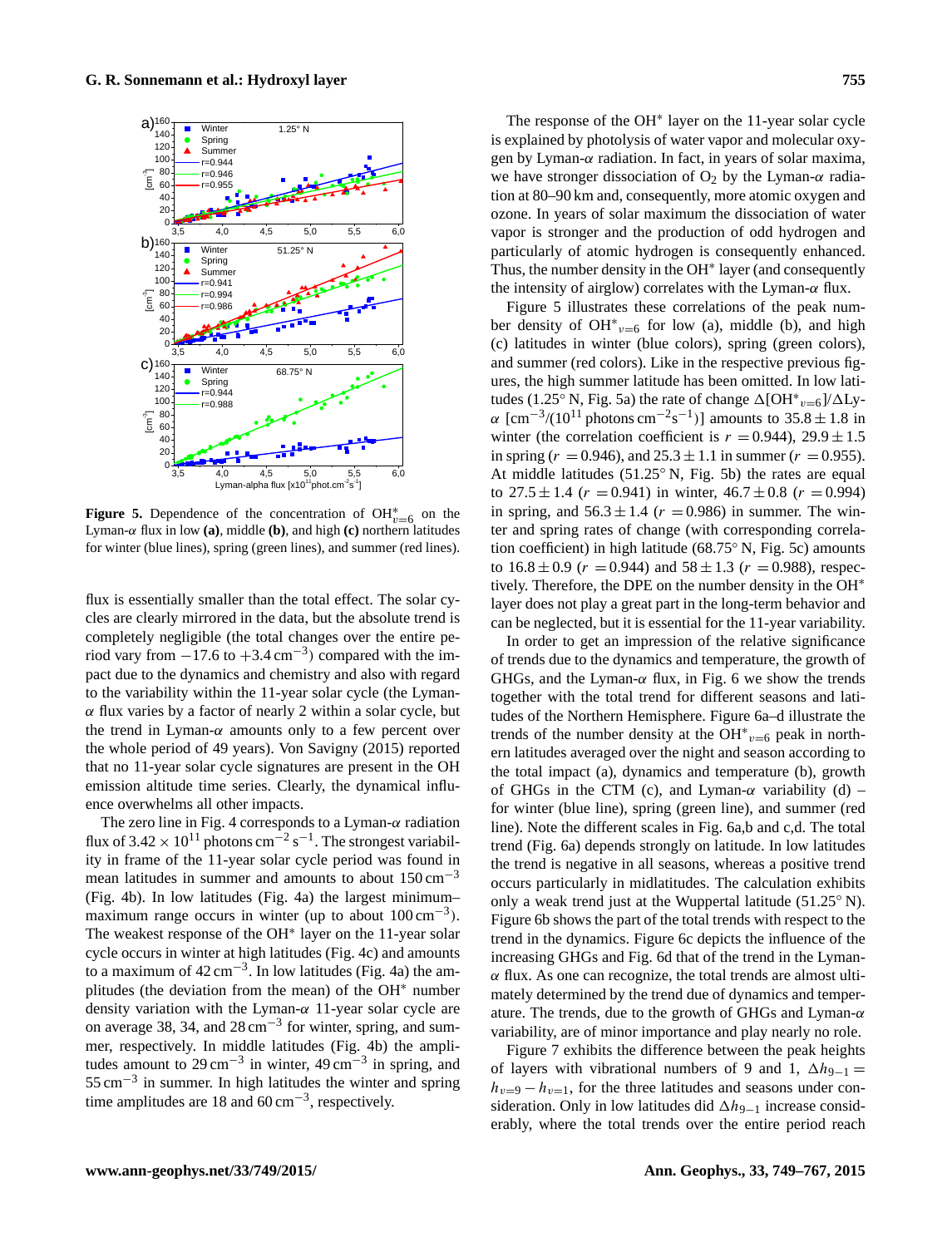**Figure 5.** Dependence of the concentration of $OH^*_{v=6}$ on the Lyman-$\alpha$ flux in low **(a)**, middle **(b)**, and high **(c)** northern latitudes for winter (blue lines), spring (green lines), and summer (red lines).

flux is essentially smaller than the total effect. The solar cycles are clearly mirrored in the data, but the absolute trend is completely negligible (the total changes over the entire period vary from $-17.6$ to $+3.4\,\mathrm{cm}^{-3}$) compared with the impact due to the dynamics and chemistry and also with regard to the variability within the 11-year solar cycle (the Lyman-$\alpha$ flux varies by a factor of nearly 2 within a solar cycle, but the trend in Lyman-$\alpha$ amounts only to a few percent over the whole period of 49 years). Von Savigny (2015) reported that no 11-year solar cycle signatures are present in the OH emission altitude time series. Clearly, the dynamical influence overwhelms all other impacts.

The zero line in Fig. 4 corresponds to a Lyman-$\alpha$ radiation flux of $3.42 \times 10^{11}$ photons $\mathrm{cm}^{-2}\,\mathrm{s}^{-1}$. The strongest variability in frame of the 11-year solar cycle period was found in mean latitudes in summer and amounts to about $150\,\mathrm{cm}^{-3}$ (Fig. 4b). In low latitudes (Fig. 4a) the largest minimum–maximum range occurs in winter (up to about $100\,\mathrm{cm}^{-3}$). The weakest response of the $OH^*$ layer on the 11-year solar cycle occurs in winter at high latitudes (Fig. 4c) and amounts to a maximum of $42\,\mathrm{cm}^{-3}$. In low latitudes (Fig. 4a) the amplitudes (the deviation from the mean) of the $OH^*$ number density variation with the Lyman-$\alpha$ 11-year solar cycle are on average 38, 34, and $28\,\mathrm{cm}^{-3}$ for winter, spring, and summer, respectively. In middle latitudes (Fig. 4b) the amplitudes amount to $29\,\mathrm{cm}^{-3}$ in winter, $49\,\mathrm{cm}^{-3}$ in spring, and $55\,\mathrm{cm}^{-3}$ in summer. In high latitudes the winter and spring time amplitudes are 18 and $60\,\mathrm{cm}^{-3}$, respectively.

The response of the $OH^*$ layer on the 11-year solar cycle is explained by photolysis of water vapor and molecular oxygen by Lyman-$\alpha$ radiation. In fact, in years of solar maxima, we have stronger dissociation of $O_2$ by the Lyman-$\alpha$ radiation at 80–90 km and, consequently, more atomic oxygen and ozone. In years of solar maximum the dissociation of water vapor is stronger and the production of odd hydrogen and particularly of atomic hydrogen is consequently enhanced. Thus, the number density in the $OH^*$ layer (and consequently the intensity of airglow) correlates with the Lyman-$\alpha$ flux.

Figure 5 illustrates these correlations of the peak number density of $OH^*_{v=6}$ for low (a), middle (b), and high (c) latitudes in winter (blue colors), spring (green colors), and summer (red colors). Like in the respective previous figures, the high summer latitude has been omitted. In low latitudes (1.25° N, Fig. 5a) the rate of change $\Delta[OH^*_{v=6}]/\Delta$Ly-$\alpha$ [$\mathrm{cm}^{-3}/(10^{11}$ photons $\mathrm{cm}^{-2}\mathrm{s}^{-1})$] amounts to $35.8 \pm 1.8$ in winter (the correlation coefficient is $r = 0.944$), $29.9 \pm 1.5$ in spring ($r = 0.946$), and $25.3 \pm 1.1$ in summer ($r = 0.955$). At middle latitudes (51.25° N, Fig. 5b) the rates are equal to $27.5 \pm 1.4$ ($r = 0.941$) in winter, $46.7 \pm 0.8$ ($r = 0.994$) in spring, and $56.3 \pm 1.4$ ($r = 0.986$) in summer. The winter and spring rates of change (with corresponding correlation coefficient) in high latitude (68.75° N, Fig. 5c) amounts to $16.8 \pm 0.9$ ($r = 0.944$) and $58 \pm 1.3$ ($r = 0.988$), respectively. Therefore, the DPE on the number density in the $OH^*$ layer does not play a great part in the long-term behavior and can be neglected, but it is essential for the 11-year variability.

In order to get an impression of the relative significance of trends due to the dynamics and temperature, the growth of GHGs, and the Lyman-$\alpha$ flux, in Fig. 6 we show the trends together with the total trend for different seasons and latitudes of the Northern Hemisphere. Figure 6a–d illustrate the trends of the number density at the $OH^*_{v=6}$ peak in northern latitudes averaged over the night and season according to the total impact (a), dynamics and temperature (b), growth of GHGs in the CTM (c), and Lyman-$\alpha$ variability (d) – for winter (blue line), spring (green line), and summer (red line). Note the different scales in Fig. 6a,b and c,d. The total trend (Fig. 6a) depends strongly on latitude. In low latitudes the trend is negative in all seasons, whereas a positive trend occurs particularly in midlatitudes. The calculation exhibits only a weak trend just at the Wuppertal latitude (51.25° N). Figure 6b shows the part of the total trends with respect to the trend in the dynamics. Figure 6c depicts the influence of the increasing GHGs and Fig. 6d that of the trend in the Lyman-$\alpha$ flux. As one can recognize, the total trends are almost ultimately determined by the trend due to dynamics and temperature. The trends, due to the growth of GHGs and Lyman-$\alpha$ variability, are of minor importance and play nearly no role.

Figure 7 exhibits the difference between the peak heights of layers with vibrational numbers of 9 and 1, $\Delta h_{9-1} = h_{v=9} - h_{v=1}$, for the three latitudes and seasons under consideration. Only in low latitudes did $\Delta h_{9-1}$ increase considerably, where the total trends over the entire period reach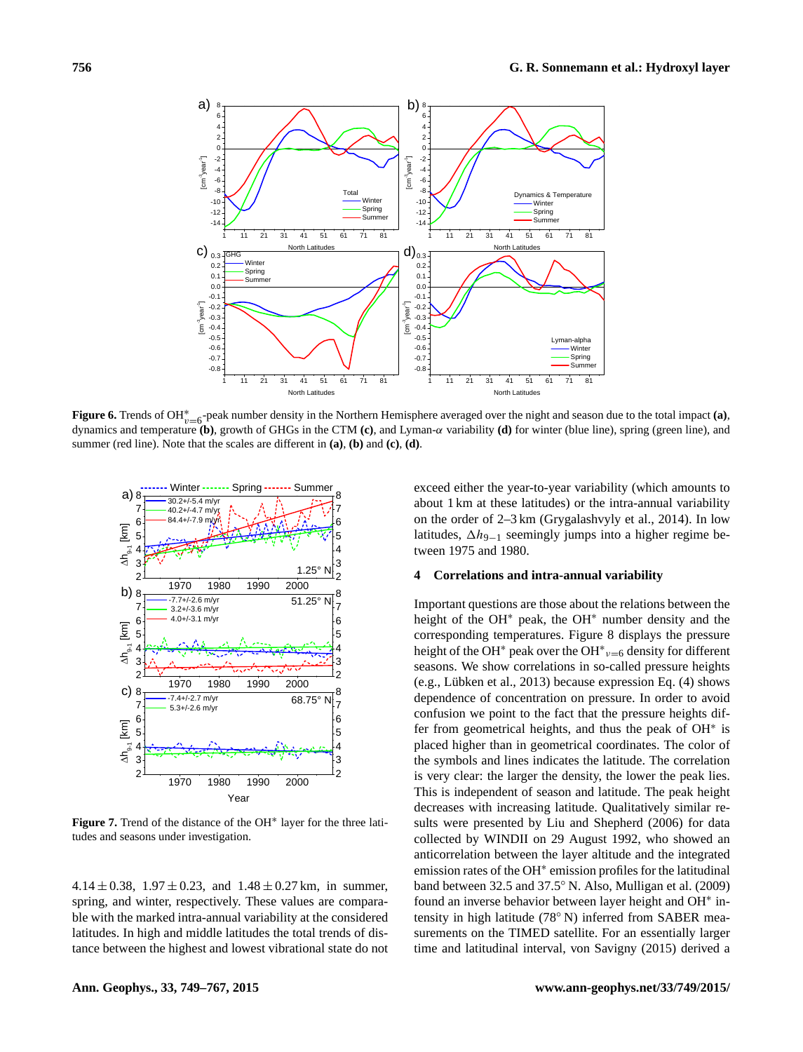**Figure 6.** Trends of $OH^*_{\nu=6}$-peak number density in the Northern Hemisphere averaged over the night and season due to the total impact **(a)**, dynamics and temperature **(b)**, growth of GHGs in the CTM **(c)**, and Lyman-$\alpha$ variability **(d)** for winter (blue line), spring (green line), and summer (red line). Note that the scales are different in **(a)**, **(b)** and **(c)**, **(d)**.

**Figure 7.** Trend of the distance of the $OH^*$ layer for the three latitudes and seasons under investigation.

$4.14 \pm 0.38$, $1.97 \pm 0.23$, and $1.48 \pm 0.27$ km, in summer, spring, and winter, respectively. These values are comparable with the marked intra-annual variability at the considered latitudes. In high and middle latitudes the total trends of distance between the highest and lowest vibrational state do not exceed either the year-to-year variability (which amounts to about 1 km at these latitudes) or the intra-annual variability on the order of 2–3 km (Grygalashvyly et al., 2014). In low latitudes, $\Delta h_{9-1}$ seemingly jumps into a higher regime between 1975 and 1980.

## 4 Correlations and intra-annual variability

Important questions are those about the relations between the height of the $OH^*$ peak, the $OH^*$ number density and the corresponding temperatures. Figure 8 displays the pressure height of the $OH^*$ peak over the $OH^*_{\nu=6}$ density for different seasons. We show correlations in so-called pressure heights (e.g., Lübken et al., 2013) because expression Eq. (4) shows dependence of concentration on pressure. In order to avoid confusion we point to the fact that the pressure heights differ from geometrical heights, and thus the peak of $OH^*$ is placed higher than in geometrical coordinates. The color of the symbols and lines indicates the latitude. The correlation is very clear: the larger the density, the lower the peak lies. This is independent of season and latitude. The peak height decreases with increasing latitude. Qualitatively similar results were presented by Liu and Shepherd (2006) for data collected by WINDII on 29 August 1992, who showed an anticorrelation between the layer altitude and the integrated emission rates of the $OH^*$ emission profiles for the latitudinal band between 32.5 and 37.5° N. Also, Mulligan et al. (2009) found an inverse behavior between layer height and $OH^*$ intensity in high latitude (78° N) inferred from SABER measurements on the TIMED satellite. For an essentially larger time and latitudinal interval, von Savigny (2015) derived a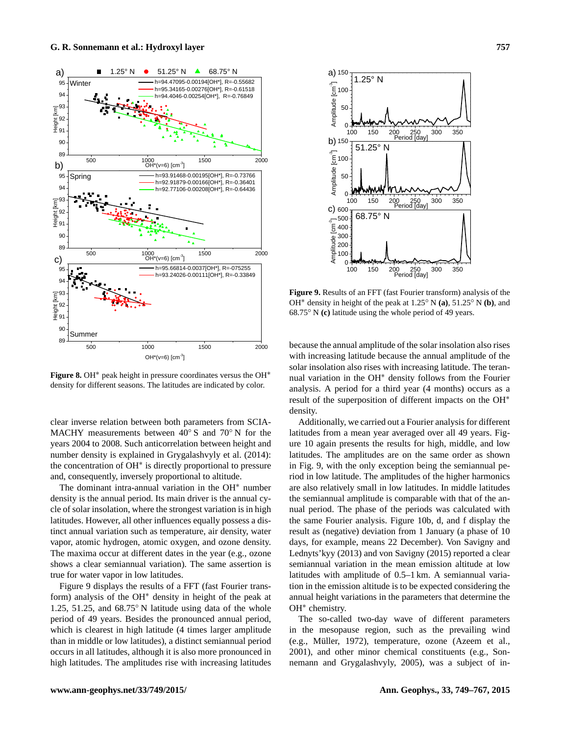**Figure 8.** $OH^*$ peak height in pressure coordinates versus the $OH^*$ density for different seasons. The latitudes are indicated by color.

clear inverse relation between both parameters from SCIAMACHY measurements between 40° S and 70° N for the years 2004 to 2008. Such anticorrelation between height and number density is explained in Grygalashvyly et al. (2014): the concentration of $OH^*$ is directly proportional to pressure and, consequently, inversely proportional to altitude.

The dominant intra-annual variation in the $OH^*$ number density is the annual period. Its main driver is the annual cycle of solar insolation, where the strongest variation is in high latitudes. However, all other influences equally possess a distinct annual variation such as temperature, air density, water vapor, atomic hydrogen, atomic oxygen, and ozone density. The maxima occur at different dates in the year (e.g., ozone shows a clear semiannual variation). The same assertion is true for water vapor in low latitudes.

Figure 9 displays the results of a FFT (fast Fourier transform) analysis of the $OH^*$ density in height of the peak at 1.25, 51.25, and 68.75° N latitude using data of the whole period of 49 years. Besides the pronounced annual period, which is clearest in high latitude (4 times larger amplitude than in middle or low latitudes), a distinct semiannual period occurs in all latitudes, although it is also more pronounced in high latitudes. The amplitudes rise with increasing latitudes

**Figure 9.** Results of an FFT (fast Fourier transform) analysis of the $OH^*$ density in height of the peak at 1.25° N **(a)**, 51.25° N **(b)**, and 68.75° N **(c)** latitude using the whole period of 49 years.

because the annual amplitude of the solar insolation also rises with increasing latitude because the annual amplitude of the solar insolation also rises with increasing latitude. The terannual variation in the $OH^*$ density follows from the Fourier analysis. A period for a third year (4 months) occurs as a result of the superposition of different impacts on the $OH^*$ density.

Additionally, we carried out a Fourier analysis for different latitudes from a mean year averaged over all 49 years. Figure 10 again presents the results for high, middle, and low latitudes. The amplitudes are on the same order as shown in Fig. 9, with the only exception being the semiannual period in low latitude. The amplitudes of the higher harmonics are also relatively small in low latitudes. In middle latitudes the semiannual amplitude is comparable with that of the annual period. The phase of the periods was calculated with the same Fourier analysis. Figure 10b, d, and f display the result as (negative) deviation from 1 January (a phase of 10 days, for example, means 22 December). Von Savigny and Lednyts'kyy (2013) and von Savigny (2015) reported a clear semiannual variation in the mean emission altitude at low latitudes with amplitude of 0.5–1 km. A semiannual variation in the emission altitude is to be expected considering the annual height variations in the parameters that determine the $OH^*$ chemistry.

The so-called two-day wave of different parameters in the mesopause region, such as the prevailing wind (e.g., Müller, 1972), temperature, ozone (Azeem et al., 2001), and other minor chemical constituents (e.g., Sonnemann and Grygalashvyly, 2005), was a subject of in-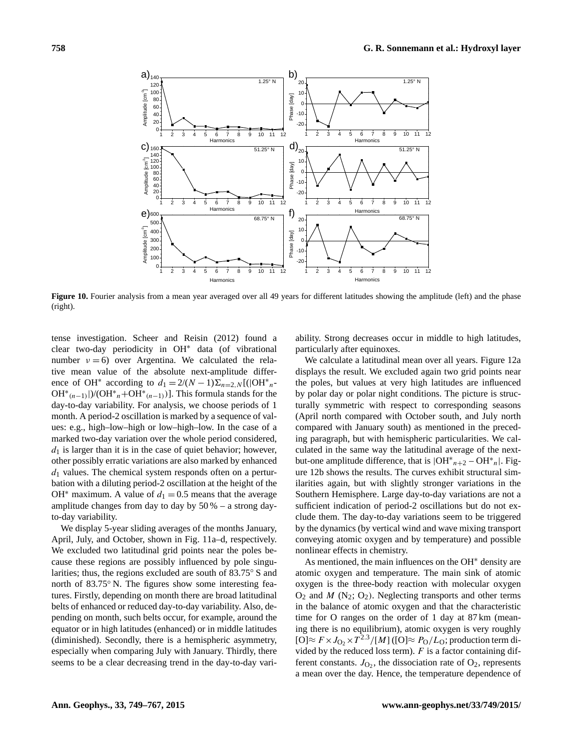**Figure 10.** Fourier analysis from a mean year averaged over all 49 years for different latitudes showing the amplitude (left) and the phase (right).

tense investigation. Scheer and Reisin (2012) found a clear two-day periodicity in OH* data (of vibrational number $\nu = 6$) over Argentina. We calculated the relative mean value of the absolute next-amplitude difference of OH* according to $d_1 = 2/(N-1)\Sigma_{n=2,N}[(|OH^*_n - OH^*_{(n-1)}|)/(OH^*_n + OH^*_{(n-1)})]$. This formula stands for the day-to-day variability. For analysis, we choose periods of 1 month. A period-2 oscillation is marked by a sequence of values: e.g., high–low–high or low–high–low. In the case of a marked two-day variation over the whole period considered, $d_1$ is larger than it is in the case of quiet behavior; however, other possibly erratic variations are also marked by enhanced $d_1$ values. The chemical system responds often on a perturbation with a diluting period-2 oscillation at the height of the OH* maximum. A value of $d_1 = 0.5$ means that the average amplitude changes from day to day by 50 % – a strong day-to-day variability.

We display 5-year sliding averages of the months January, April, July, and October, shown in Fig. 11a–d, respectively. We excluded two latitudinal grid points near the poles because these regions are possibly influenced by pole singularities; thus, the regions excluded are south of 83.75° S and north of 83.75° N. The figures show some interesting features. Firstly, depending on month there are broad latitudinal belts of enhanced or reduced day-to-day variability. Also, depending on month, such belts occur, for example, around the equator or in high latitudes (enhanced) or in middle latitudes (diminished). Secondly, there is a hemispheric asymmetry, especially when comparing July with January. Thirdly, there seems to be a clear decreasing trend in the day-to-day variability. Strong decreases occur in middle to high latitudes, particularly after equinoxes.

We calculate a latitudinal mean over all years. Figure 12a displays the result. We excluded again two grid points near the poles, but values at very high latitudes are influenced by polar day or polar night conditions. The picture is structurally symmetric with respect to corresponding seasons (April north compared with October south, and July north compared with January south) as mentioned in the preceding paragraph, but with hemispheric particularities. We calculated in the same way the latitudinal average of the next-but-one amplitude difference, that is $|OH^*_{n+2} - OH^*_n|$. Figure 12b shows the results. The curves exhibit structural similarities again, but with slightly stronger variations in the Southern Hemisphere. Large day-to-day variations are not a sufficient indication of period-2 oscillations but do not exclude them. The day-to-day variations seem to be triggered by the dynamics (by vertical wind and wave mixing transport conveying atomic oxygen and by temperature) and possible nonlinear effects in chemistry.

As mentioned, the main influences on the OH* density are atomic oxygen and temperature. The main sink of atomic oxygen is the three-body reaction with molecular oxygen $O_2$ and $M$ ($N_2$; $O_2$). Neglecting transports and other terms in the balance of atomic oxygen and that the characteristic time for O ranges on the order of 1 day at 87 km (meaning there is no equilibrium), atomic oxygen is very roughly $[O] \approx F \times J_{O_2} \times T^{2.3}/[M]$ ($[O] \approx P_O/L_O$; production term divided by the reduced loss term). $F$ is a factor containing different constants. $J_{O_2}$, the dissociation rate of $O_2$, represents a mean over the day. Hence, the temperature dependence of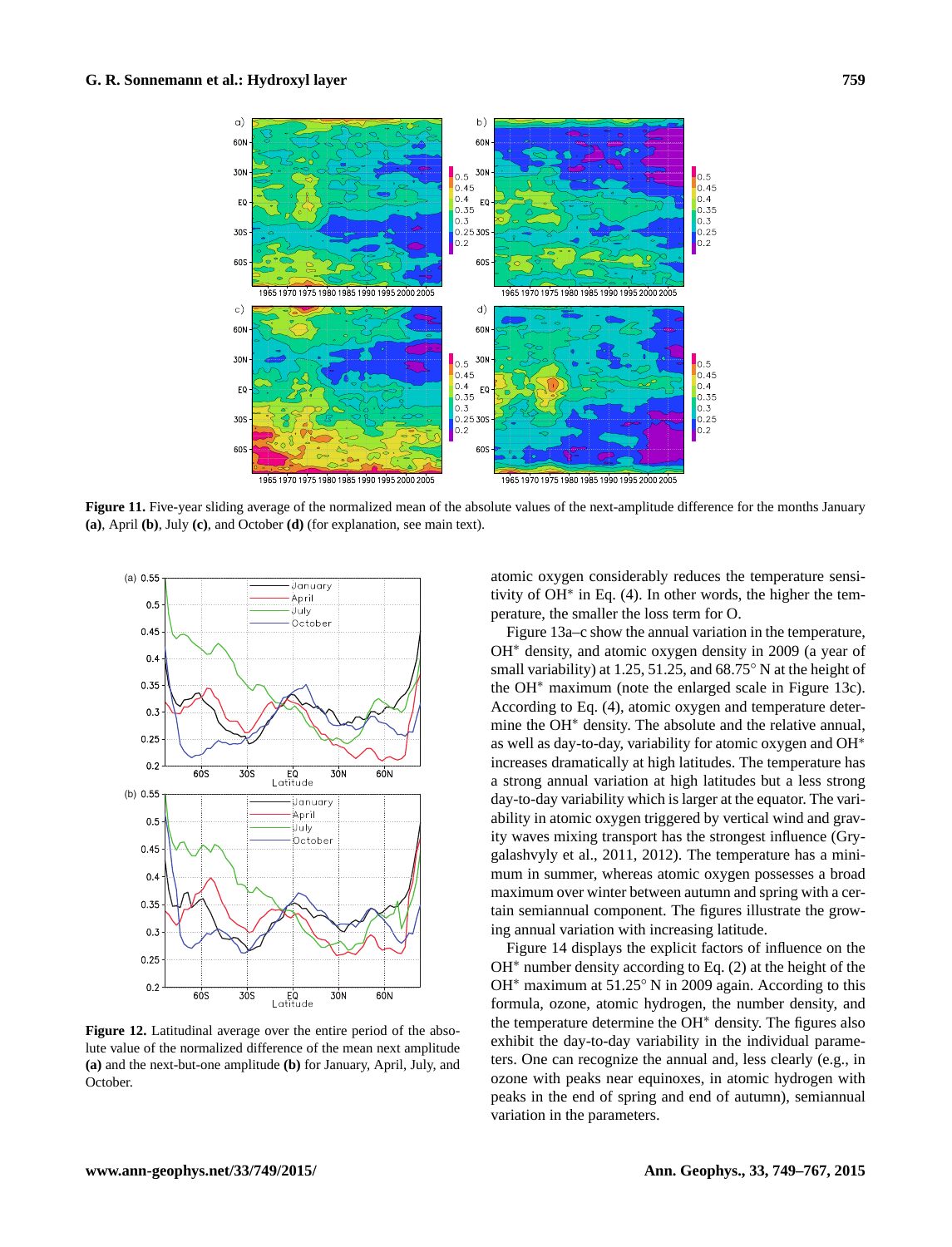**Figure 11.** Five-year sliding average of the normalized mean of the absolute values of the next-amplitude difference for the months January **(a)**, April **(b)**, July **(c)**, and October **(d)** (for explanation, see main text).

**Figure 12.** Latitudinal average over the entire period of the absolute value of the normalized difference of the mean next amplitude **(a)** and the next-but-one amplitude **(b)** for January, April, July, and October.

atomic oxygen considerably reduces the temperature sensitivity of OH* in Eq. (4). In other words, the higher the temperature, the smaller the loss term for O.

Figure 13a–c show the annual variation in the temperature, OH* density, and atomic oxygen density in 2009 (a year of small variability) at 1.25, 51.25, and 68.75° N at the height of the OH* maximum (note the enlarged scale in Figure 13c). According to Eq. (4), atomic oxygen and temperature determine the OH* density. The absolute and the relative annual, as well as day-to-day, variability for atomic oxygen and OH* increases dramatically at high latitudes. The temperature has a strong annual variation at high latitudes but a less strong day-to-day variability which is larger at the equator. The variability in atomic oxygen triggered by vertical wind and gravity waves mixing transport has the strongest influence (Grygalashvyly et al., 2011, 2012). The temperature has a minimum in summer, whereas atomic oxygen possesses a broad maximum over winter between autumn and spring with a certain semiannual component. The figures illustrate the growing annual variation with increasing latitude.

Figure 14 displays the explicit factors of influence on the OH* number density according to Eq. (2) at the height of the OH* maximum at 51.25° N in 2009 again. According to this formula, ozone, atomic hydrogen, the number density, and the temperature determine the OH* density. The figures also exhibit the day-to-day variability in the individual parameters. One can recognize the annual and, less clearly (e.g., in ozone with peaks near equinoxes, in atomic hydrogen with peaks in the end of spring and end of autumn), semiannual variation in the parameters.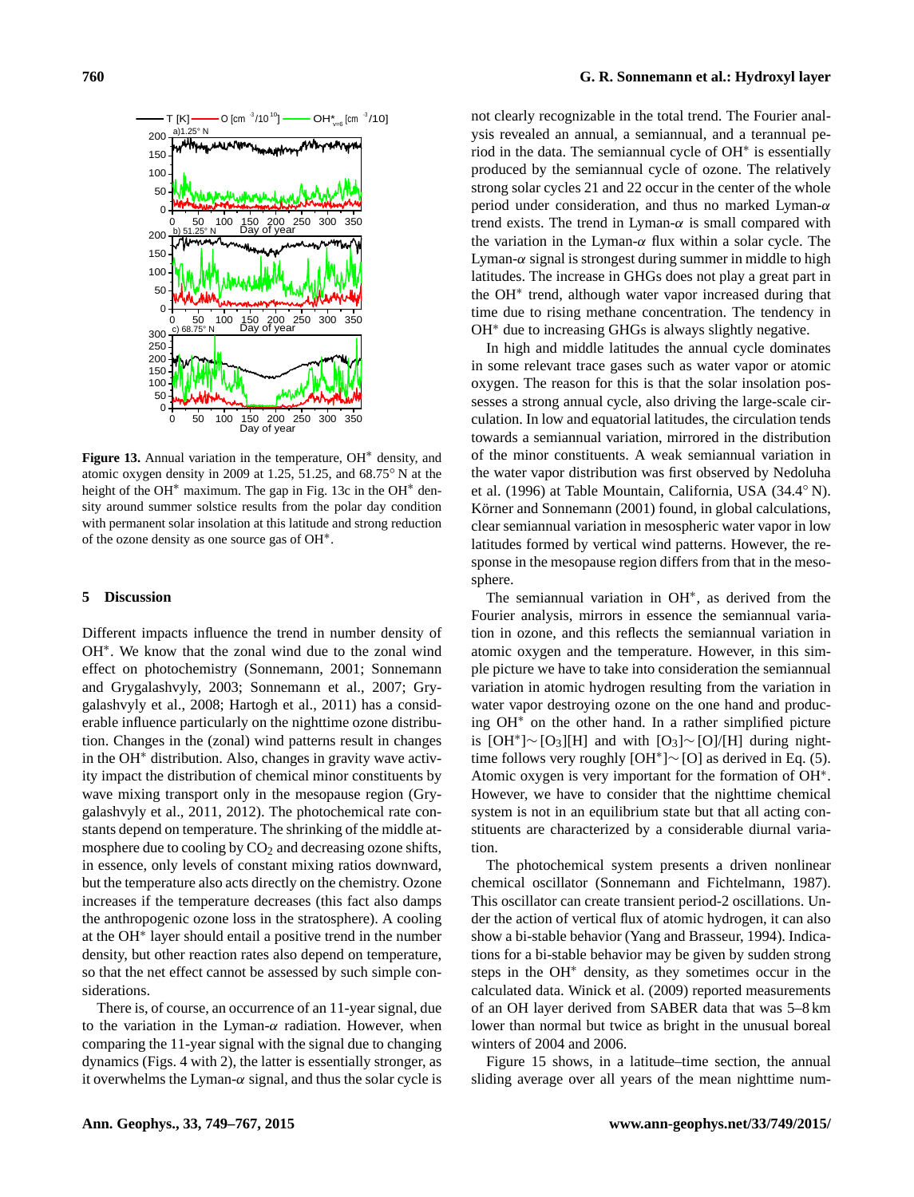**Figure 13.** Annual variation in the temperature, $OH^*$ density, and atomic oxygen density in 2009 at 1.25, 51.25, and 68.75° N at the height of the $OH^*$ maximum. The gap in Fig. 13c in the $OH^*$ density around summer solstice results from the polar day condition with permanent solar insolation at this latitude and strong reduction of the ozone density as one source gas of $OH^*$.

## 5 Discussion

Different impacts influence the trend in number density of $OH^*$. We know that the zonal wind due to the zonal wind effect on photochemistry (Sonnemann, 2001; Sonnemann and Grygalashvyly, 2003; Sonnemann et al., 2007; Grygalashvyly et al., 2008; Hartogh et al., 2011) has a considerable influence particularly on the nighttime ozone distribution. Changes in the (zonal) wind patterns result in changes in the $OH^*$ distribution. Also, changes in gravity wave activity impact the distribution of chemical minor constituents by wave mixing transport only in the mesopause region (Grygalashvyly et al., 2011, 2012). The photochemical rate constants depend on temperature. The shrinking of the middle atmosphere due to cooling by $CO_2$ and decreasing ozone shifts, in essence, only levels of constant mixing ratios downward, but the temperature also acts directly on the chemistry. Ozone increases if the temperature decreases (this fact also damps the anthropogenic ozone loss in the stratosphere). A cooling at the $OH^*$ layer should entail a positive trend in the number density, but other reaction rates also depend on temperature, so that the net effect cannot be assessed by such simple considerations.

There is, of course, an occurrence of an 11-year signal, due to the variation in the Lyman-$\alpha$ radiation. However, when comparing the 11-year signal with the signal due to changing dynamics (Figs. 4 with 2), the latter is essentially stronger, as it overwhelms the Lyman-$\alpha$ signal, and thus the solar cycle is not clearly recognizable in the total trend. The Fourier analysis revealed an annual, a semiannual, and a terannual period in the data. The semiannual cycle of $OH^*$ is essentially produced by the semiannual cycle of ozone. The relatively strong solar cycles 21 and 22 occur in the center of the whole period under consideration, and thus no marked Lyman-$\alpha$ trend exists. The trend in Lyman-$\alpha$ is small compared with the variation in the Lyman-$\alpha$ flux within a solar cycle. The Lyman-$\alpha$ signal is strongest during summer in middle to high latitudes. The increase in GHGs does not play a great part in the $OH^*$ trend, although water vapor increased during that time due to rising methane concentration. The tendency in $OH^*$ due to increasing GHGs is always slightly negative.

In high and middle latitudes the annual cycle dominates in some relevant trace gases such as water vapor or atomic oxygen. The reason for this is that the solar insolation possesses a strong annual cycle, also driving the large-scale circulation. In low and equatorial latitudes, the circulation tends towards a semiannual variation, mirrored in the distribution of the minor constituents. A weak semiannual variation in the water vapor distribution was first observed by Nedoluha et al. (1996) at Table Mountain, California, USA (34.4° N). Körner and Sonnemann (2001) found, in global calculations, clear semiannual variation in mesospheric water vapor in low latitudes formed by vertical wind patterns. However, the response in the mesopause region differs from that in the mesosphere.

The semiannual variation in $OH^*$, as derived from the Fourier analysis, mirrors in essence the semiannual variation in ozone, and this reflects the semiannual variation in atomic oxygen and the temperature. However, in this simple picture we have to take into consideration the semiannual variation in atomic hydrogen resulting from the variation in water vapor destroying ozone on the one hand and producing $OH^*$ on the other hand. In a rather simplified picture is $[OH^*]\sim[O_3][H]$ and with $[O_3]\sim[O]/[H]$ during nighttime follows very roughly $[OH^*]\sim[O]$ as derived in Eq. (5). Atomic oxygen is very important for the formation of $OH^*$. However, we have to consider that the nighttime chemical system is not in an equilibrium state but that all acting constituents are characterized by a considerable diurnal variation.

The photochemical system presents a driven nonlinear chemical oscillator (Sonnemann and Fichtelmann, 1987). This oscillator can create transient period-2 oscillations. Under the action of vertical flux of atomic hydrogen, it can also show a bi-stable behavior (Yang and Brasseur, 1994). Indications for a bi-stable behavior may be given by sudden strong steps in the $OH^*$ density, as they sometimes occur in the calculated data. Winick et al. (2009) reported measurements of an OH layer derived from SABER data that was 5–8 km lower than normal but twice as bright in the unusual boreal winters of 2004 and 2006.

Figure 15 shows, in a latitude–time section, the annual sliding average over all years of the mean nighttime num-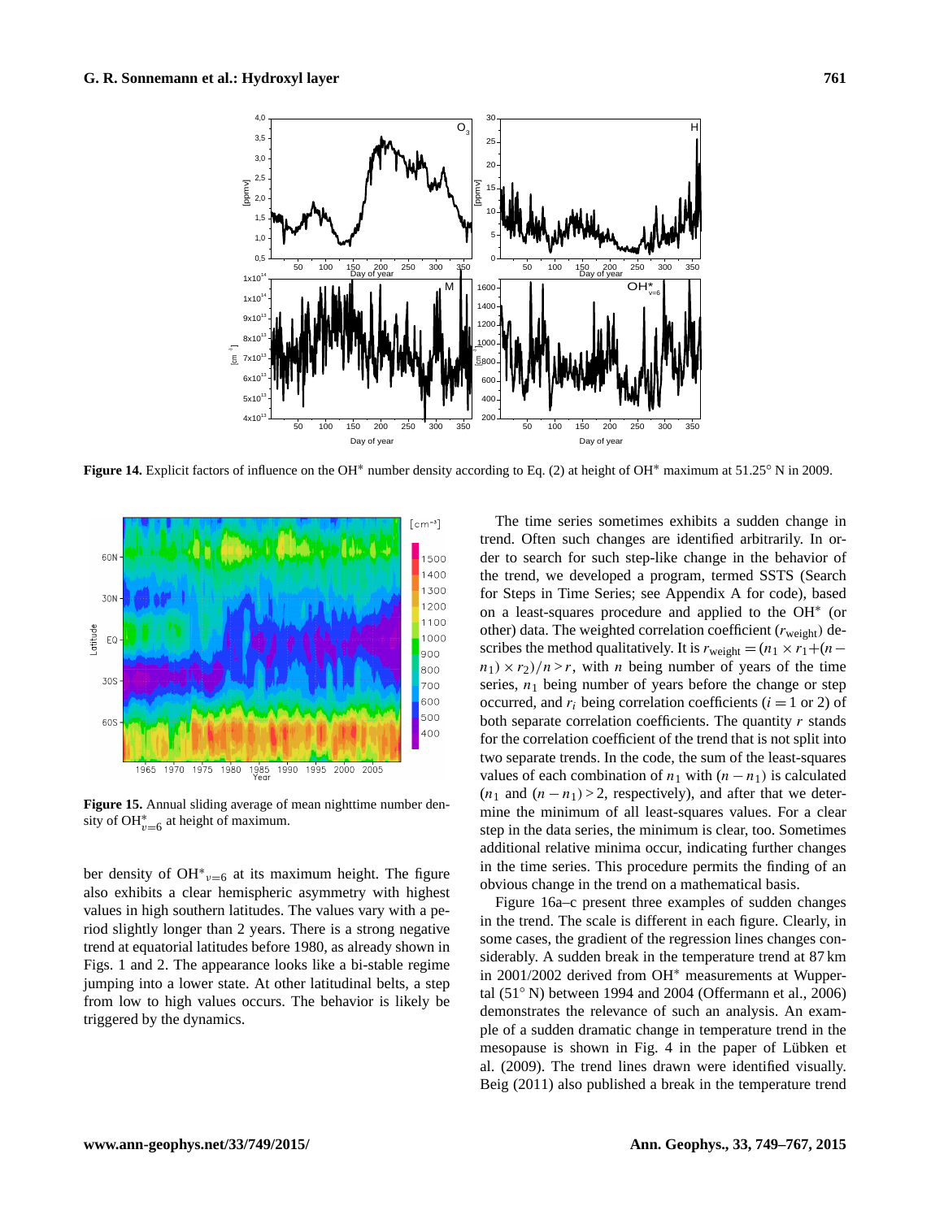**Figure 14.** Explicit factors of influence on the OH* number density according to Eq. (2) at height of OH* maximum at 51.25° N in 2009.

**Figure 15.** Annual sliding average of mean nighttime number density of $OH^*_{\upsilon=6}$ at height of maximum.

ber density of $OH^*_{\upsilon=6}$ at its maximum height. The figure also exhibits a clear hemispheric asymmetry with highest values in high southern latitudes. The values vary with a period slightly longer than 2 years. There is a strong negative trend at equatorial latitudes before 1980, as already shown in Figs. 1 and 2. The appearance looks like a bi-stable regime jumping into a lower state. At other latitudinal belts, a step from low to high values occurs. The behavior is likely be triggered by the dynamics.

The time series sometimes exhibits a sudden change in trend. Often such changes are identified arbitrarily. In order to search for such step-like change in the behavior of the trend, we developed a program, termed SSTS (Search for Steps in Time Series; see Appendix A for code), based on a least-squares procedure and applied to the OH* (or other) data. The weighted correlation coefficient ($r_{\text{weight}}$) describes the method qualitatively. It is $r_{\text{weight}} = (n_1 \times r_1 + (n - n_1) \times r_2)/n > r$, with $n$ being number of years of the time series, $n_1$ being number of years before the change or step occurred, and $r_i$ being correlation coefficients ($i = 1$ or 2) of both separate correlation coefficients. The quantity $r$ stands for the correlation coefficient of the trend that is not split into two separate trends. In the code, the sum of the least-squares values of each combination of $n_1$ with $(n - n_1)$ is calculated ($n_1$ and $(n - n_1) > 2$, respectively), and after that we determine the minimum of all least-squares values. For a clear step in the data series, the minimum is clear, too. Sometimes additional relative minima occur, indicating further changes in the time series. This procedure permits the finding of an obvious change in the trend on a mathematical basis.

Figure 16a–c present three examples of sudden changes in the trend. The scale is different in each figure. Clearly, in some cases, the gradient of the regression lines changes considerably. A sudden break in the temperature trend at 87 km in 2001/2002 derived from OH* measurements at Wuppertal (51° N) between 1994 and 2004 (Offermann et al., 2006) demonstrates the relevance of such an analysis. An example of a sudden dramatic change in temperature trend in the mesopause is shown in Fig. 4 in the paper of Lübken et al. (2009). The trend lines drawn were identified visually. Beig (2011) also published a break in the temperature trend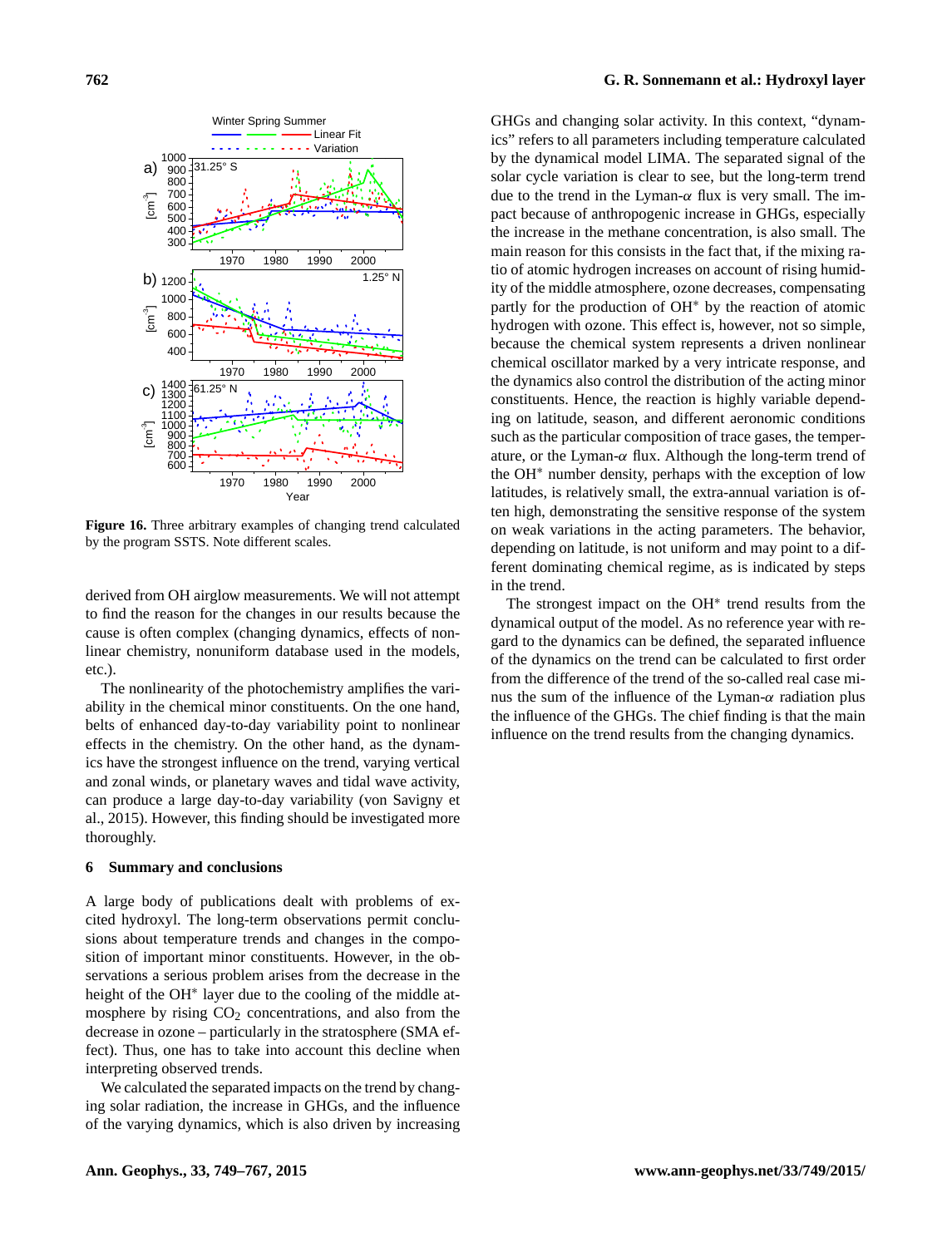**Figure 16.** Three arbitrary examples of changing trend calculated by the program SSTS. Note different scales.

derived from OH airglow measurements. We will not attempt to find the reason for the changes in our results because the cause is often complex (changing dynamics, effects of nonlinear chemistry, nonuniform database used in the models, etc.).

The nonlinearity of the photochemistry amplifies the variability in the chemical minor constituents. On the one hand, belts of enhanced day-to-day variability point to nonlinear effects in the chemistry. On the other hand, as the dynamics have the strongest influence on the trend, varying vertical and zonal winds, or planetary waves and tidal wave activity, can produce a large day-to-day variability (von Savigny et al., 2015). However, this finding should be investigated more thoroughly.

## 6 Summary and conclusions

A large body of publications dealt with problems of excited hydroxyl. The long-term observations permit conclusions about temperature trends and changes in the composition of important minor constituents. However, in the observations a serious problem arises from the decrease in the height of the OH* layer due to the cooling of the middle atmosphere by rising $CO_2$ concentrations, and also from the decrease in ozone – particularly in the stratosphere (SMA effect). Thus, one has to take into account this decline when interpreting observed trends.

We calculated the separated impacts on the trend by changing solar radiation, the increase in GHGs, and the influence of the varying dynamics, which is also driven by increasing GHGs and changing solar activity. In this context, "dynamics" refers to all parameters including temperature calculated by the dynamical model LIMA. The separated signal of the solar cycle variation is clear to see, but the long-term trend due to the trend in the Lyman-$\alpha$ flux is very small. The impact because of anthropogenic increase in GHGs, especially the increase in the methane concentration, is also small. The main reason for this consists in the fact that, if the mixing ratio of atomic hydrogen increases on account of rising humidity of the middle atmosphere, ozone decreases, compensating partly for the production of OH* by the reaction of atomic hydrogen with ozone. This effect is, however, not so simple, because the chemical system represents a driven nonlinear chemical oscillator marked by a very intricate response, and the dynamics also control the distribution of the acting minor constituents. Hence, the reaction is highly variable depending on latitude, season, and different aeronomic conditions such as the particular composition of trace gases, the temperature, or the Lyman-$\alpha$ flux. Although the long-term trend of the OH* number density, perhaps with the exception of low latitudes, is relatively small, the extra-annual variation is often high, demonstrating the sensitive response of the system on weak variations in the acting parameters. The behavior, depending on latitude, is not uniform and may point to a different dominating chemical regime, as is indicated by steps in the trend.

The strongest impact on the OH* trend results from the dynamical output of the model. As no reference year with regard to the dynamics can be defined, the separated influence of the dynamics on the trend can be calculated to first order from the difference of the trend of the so-called real case minus the sum of the influence of the Lyman-$\alpha$ radiation plus the influence of the GHGs. The chief finding is that the main influence on the trend results from the changing dynamics.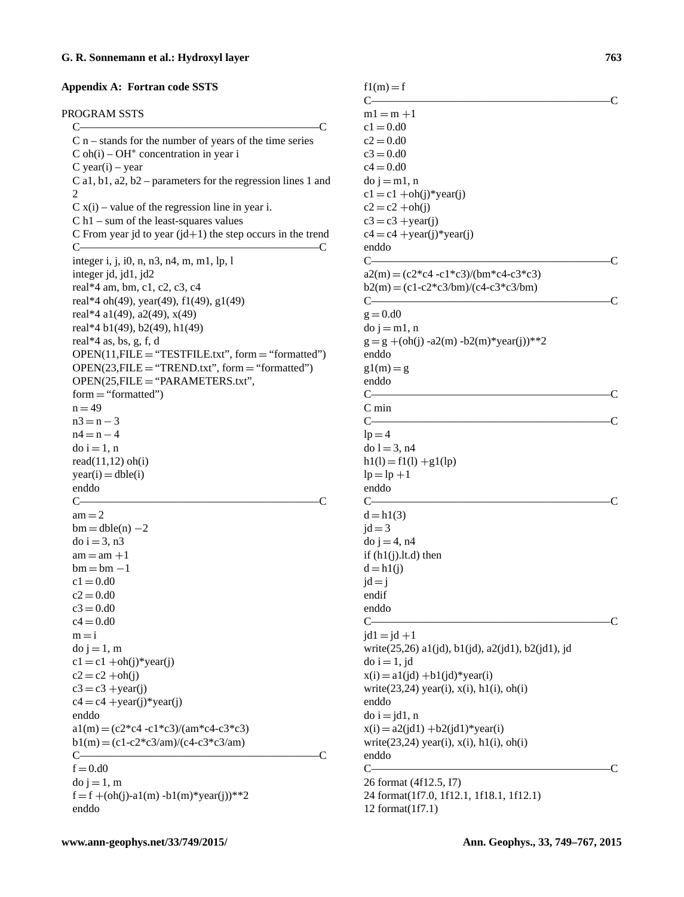## Appendix A: Fortran code SSTS

```
PROGRAM SSTS
  C——————————————————————————————————————C
  C n – stands for the number of years of the time series
  C oh(i) – OH* concentration in year i
  C year(i) – year
  C a1, b1, a2, b2 – parameters for the regression lines 1 and
  2
  C x(i) – value of the regression line in year i.
  C h1 – sum of the least-squares values
  C From year jd to year (jd+1) the step occurs in the trend
  C——————————————————————————————————————C
  integer i, j, i0, n, n3, n4, m, m1, lp, l
  integer jd, jd1, jd2
  real*4 am, bm, c1, c2, c3, c4
  real*4 oh(49), year(49), f1(49), g1(49)
  real*4 a1(49), a2(49), x(49)
  real*4 b1(49), b2(49), h1(49)
  real*4 as, bs, g, f, d
  OPEN(11,FILE = "TESTFILE.txt", form = "formatted")
  OPEN(23,FILE = "TREND.txt", form = "formatted")
  OPEN(25,FILE = "PARAMETERS.txt",
  form = "formatted")
  n = 49
  n3 = n − 3
  n4 = n − 4
  do i = 1, n
  read(11,12) oh(i)
  year(i) = dble(i)
  enddo
  C——————————————————————————————————————C
  am = 2
  bm = dble(n) −2
  do i = 3, n3
  am = am +1
  bm = bm −1
  c1 = 0.d0
  c2 = 0.d0
  c3 = 0.d0
  c4 = 0.d0
  m = i
  do j = 1, m
  c1 = c1 +oh(j)*year(j)
  c2 = c2 +oh(j)
  c3 = c3 +year(j)
  c4 = c4 +year(j)*year(j)
  enddo
  a1(m) = (c2*c4 -c1*c3)/(am*c4-c3*c3)
  b1(m) = (c1-c2*c3/am)/(c4-c3*c3/am)
  C——————————————————————————————————————C
  f = 0.d0
  do j = 1, m
  f = f +(oh(j)-a1(m) -b1(m)*year(j))**2
  enddo
  f1(m) = f
  C——————————————————————————————————————C
  m1 = m +1
  c1 = 0.d0
  c2 = 0.d0
  c3 = 0.d0
  c4 = 0.d0
  do j = m1, n
  c1 = c1 +oh(j)*year(j)
  c2 = c2 +oh(j)
  c3 = c3 +year(j)
  c4 = c4 +year(j)*year(j)
  enddo
  C——————————————————————————————————————C
  a2(m) = (c2*c4 -c1*c3)/(bm*c4-c3*c3)
  b2(m) = (c1-c2*c3/bm)/(c4-c3*c3/bm)
  C——————————————————————————————————————C
  g = 0.d0
  do j = m1, n
  g = g +(oh(j) -a2(m) -b2(m)*year(j))**2
  enddo
  g1(m) = g
  enddo
  C——————————————————————————————————————C
  C min
  C——————————————————————————————————————C
  lp = 4
  do l = 3, n4
  h1(l) = f1(l) +g1(lp)
  lp = lp +1
  enddo
  C——————————————————————————————————————C
  d = h1(3)
  jd = 3
  do j = 4, n4
  if (h1(j).lt.d) then
  d = h1(j)
  jd = j
  endif
  enddo
  C——————————————————————————————————————C
  jd1 = jd +1
  write(25,26) a1(jd), b1(jd), a2(jd1), b2(jd1), jd
  do i = 1, jd
  x(i) = a1(jd) +b1(jd)*year(i)
  write(23,24) year(i), x(i), h1(i), oh(i)
  enddo
  do i = jd1, n
  x(i) = a2(jd1) +b2(jd1)*year(i)
  write(23,24) year(i), x(i), h1(i), oh(i)
  enddo
  C——————————————————————————————————————C
  26 format (4f12.5, I7)
  24 format(1f7.0, 1f12.1, 1f18.1, 1f12.1)
  12 format(1f7.1)
```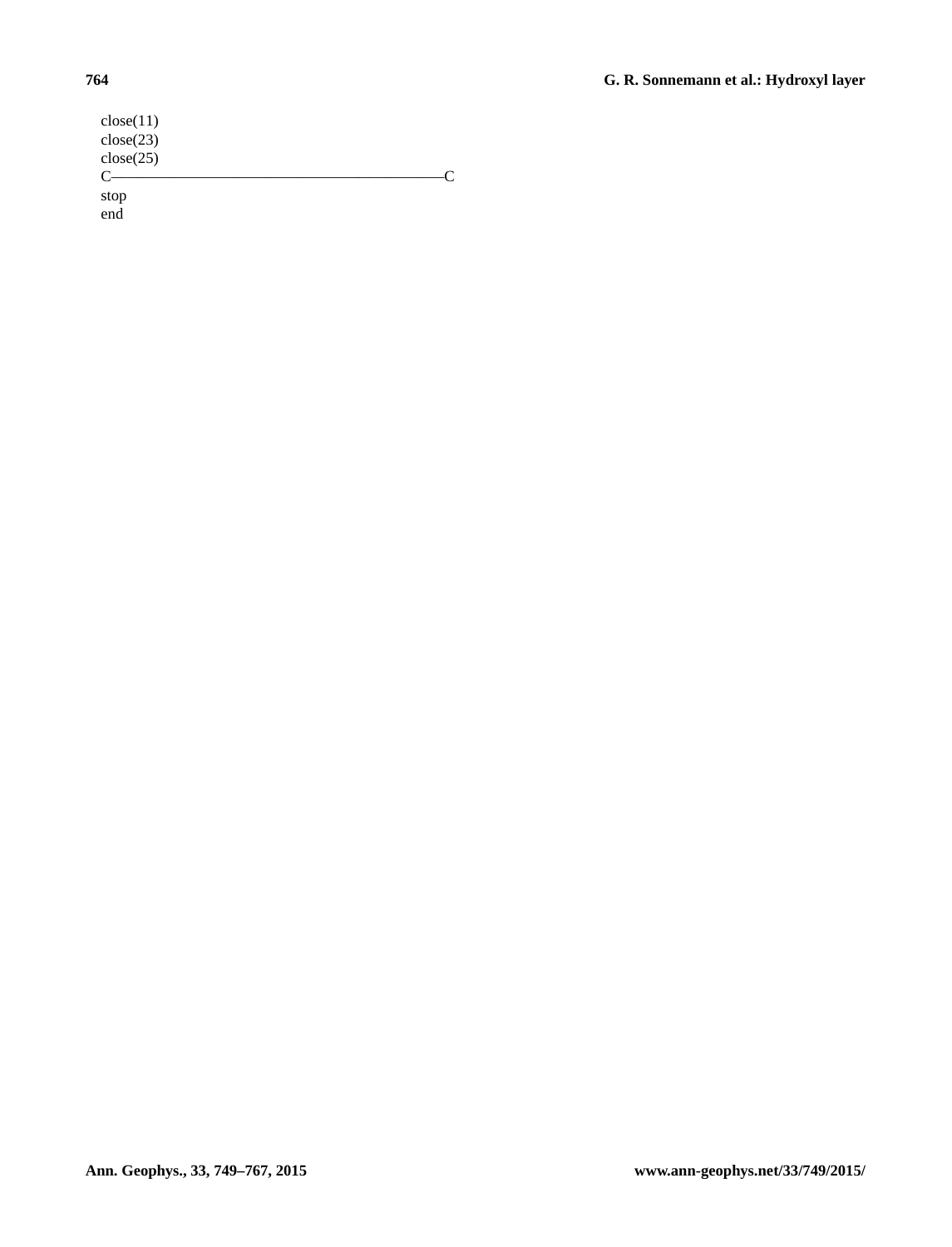```
close(11)
close(23)
close(25)
C————————————————————————————————C
stop
end
```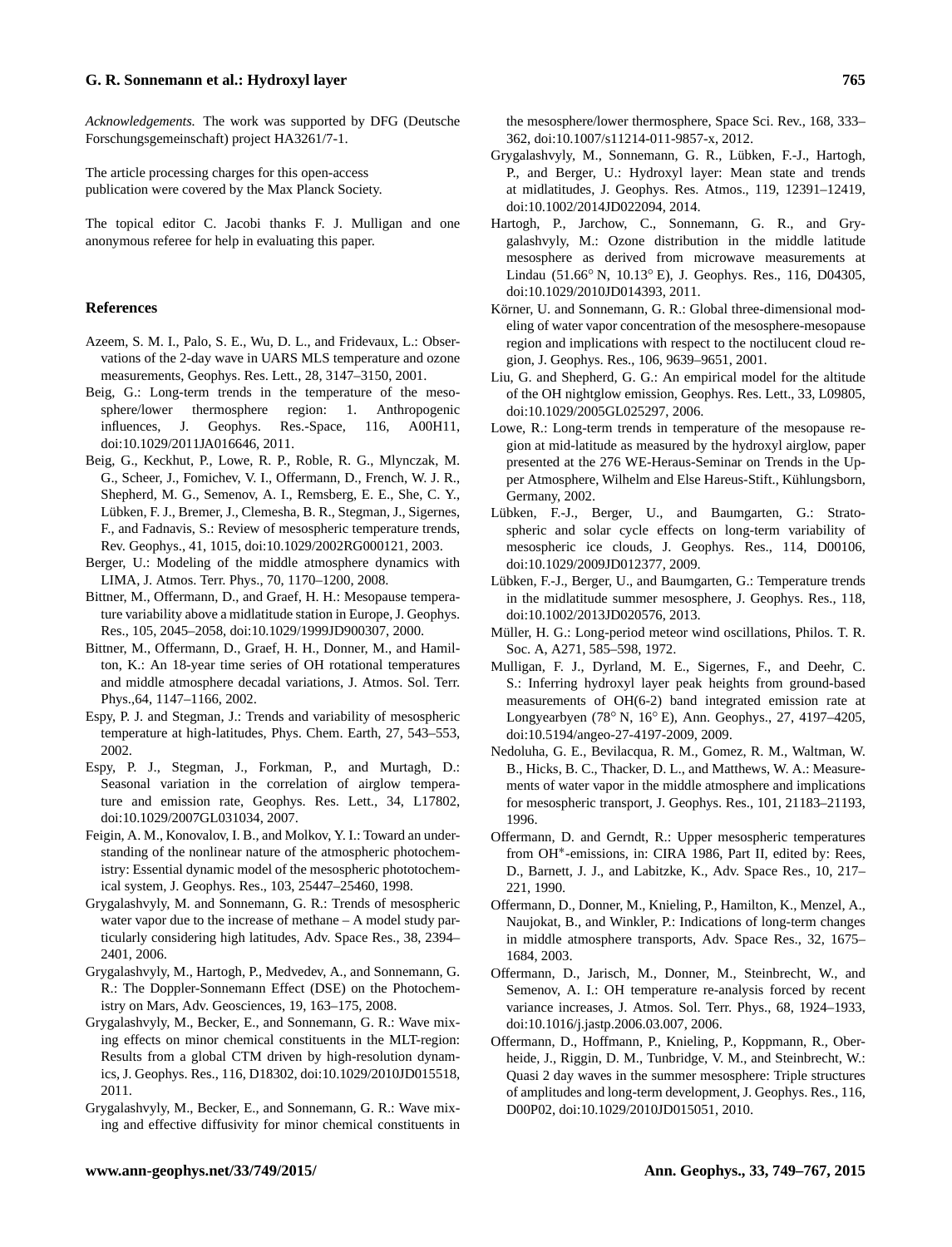*Acknowledgements.* The work was supported by DFG (Deutsche Forschungsgemeinschaft) project HA3261/7-1.

The article processing charges for this open-access publication were covered by the Max Planck Society.

The topical editor C. Jacobi thanks F. J. Mulligan and one anonymous referee for help in evaluating this paper.

## References

Azeem, S. M. I., Palo, S. E., Wu, D. L., and Fridevaux, L.: Observations of the 2-day wave in UARS MLS temperature and ozone measurements, Geophys. Res. Lett., 28, 3147–3150, 2001.

Beig, G.: Long-term trends in the temperature of the mesosphere/lower thermosphere region: 1. Anthropogenic influences, J. Geophys. Res.-Space, 116, A00H11, doi:10.1029/2011JA016646, 2011.

Beig, G., Keckhut, P., Lowe, R. P., Roble, R. G., Mlynczak, M. G., Scheer, J., Fomichev, V. I., Offermann, D., French, W. J. R., Shepherd, M. G., Semenov, A. I., Remsberg, E. E., She, C. Y., Lübken, F. J., Bremer, J., Clemesha, B. R., Stegman, J., Sigernes, F., and Fadnavis, S.: Review of mesospheric temperature trends, Rev. Geophys., 41, 1015, doi:10.1029/2002RG000121, 2003.

Berger, U.: Modeling of the middle atmosphere dynamics with LIMA, J. Atmos. Terr. Phys., 70, 1170–1200, 2008.

Bittner, M., Offermann, D., and Graef, H. H.: Mesopause temperature variability above a midlatitude station in Europe, J. Geophys. Res., 105, 2045–2058, doi:10.1029/1999JD900307, 2000.

Bittner, M., Offermann, D., Graef, H. H., Donner, M., and Hamilton, K.: An 18-year time series of OH rotational temperatures and middle atmosphere decadal variations, J. Atmos. Sol. Terr. Phys.,64, 1147–1166, 2002.

Espy, P. J. and Stegman, J.: Trends and variability of mesospheric temperature at high-latitudes, Phys. Chem. Earth, 27, 543–553, 2002.

Espy, P. J., Stegman, J., Forkman, P., and Murtagh, D.: Seasonal variation in the correlation of airglow temperature and emission rate, Geophys. Res. Lett., 34, L17802, doi:10.1029/2007GL031034, 2007.

Feigin, A. M., Konovalov, I. B., and Molkov, Y. I.: Toward an understanding of the nonlinear nature of the atmospheric photochemistry: Essential dynamic model of the mesospheric photochemical system, J. Geophys. Res., 103, 25447–25460, 1998.

Grygalashvyly, M. and Sonnemann, G. R.: Trends of mesospheric water vapor due to the increase of methane – A model study particularly considering high latitudes, Adv. Space Res., 38, 2394–2401, 2006.

Grygalashvyly, M., Hartogh, P., Medvedev, A., and Sonnemann, G. R.: The Doppler-Sonnemann Effect (DSE) on the Photochemistry on Mars, Adv. Geosciences, 19, 163–175, 2008.

Grygalashvyly, M., Becker, E., and Sonnemann, G. R.: Wave mixing effects on minor chemical constituents in the MLT-region: Results from a global CTM driven by high-resolution dynamics, J. Geophys. Res., 116, D18302, doi:10.1029/2010JD015518, 2011.

Grygalashvyly, M., Becker, E., and Sonnemann, G. R.: Wave mixing and effective diffusivity for minor chemical constituents in the mesosphere/lower thermosphere, Space Sci. Rev., 168, 333–362, doi:10.1007/s11214-011-9857-x, 2012.

Grygalashvyly, M., Sonnemann, G. R., Lübken, F.-J., Hartogh, P., and Berger, U.: Hydroxyl layer: Mean state and trends at midlatitudes, J. Geophys. Res. Atmos., 119, 12391–12419, doi:10.1002/2014JD022094, 2014.

Hartogh, P., Jarchow, C., Sonnemann, G. R., and Grygalashvyly, M.: Ozone distribution in the middle latitude mesosphere as derived from microwave measurements at Lindau (51.66° N, 10.13° E), J. Geophys. Res., 116, D04305, doi:10.1029/2010JD014393, 2011.

Körner, U. and Sonnemann, G. R.: Global three-dimensional modeling of water vapor concentration of the mesosphere-mesopause region and implications with respect to the noctilucent cloud region, J. Geophys. Res., 106, 9639–9651, 2001.

Liu, G. and Shepherd, G. G.: An empirical model for the altitude of the OH nightglow emission, Geophys. Res. Lett., 33, L09805, doi:10.1029/2005GL025297, 2006.

Lowe, R.: Long-term trends in temperature of the mesopause region at mid-latitude as measured by the hydroxyl airglow, paper presented at the 276 WE-Heraus-Seminar on Trends in the Upper Atmosphere, Wilhelm and Else Hareus-Stift., Kühlungsborn, Germany, 2002.

Lübken, F.-J., Berger, U., and Baumgarten, G.: Stratospheric and solar cycle effects on long-term variability of mesospheric ice clouds, J. Geophys. Res., 114, D00106, doi:10.1029/2009JD012377, 2009.

Lübken, F.-J., Berger, U., and Baumgarten, G.: Temperature trends in the midlatitude summer mesosphere, J. Geophys. Res., 118, doi:10.1002/2013JD020576, 2013.

Müller, H. G.: Long-period meteor wind oscillations, Philos. T. R. Soc. A, A271, 585–598, 1972.

Mulligan, F. J., Dyrland, M. E., Sigernes, F., and Deehr, C. S.: Inferring hydroxyl layer peak heights from ground-based measurements of OH(6-2) band integrated emission rate at Longyearbyen (78° N, 16° E), Ann. Geophys., 27, 4197–4205, doi:10.5194/angeo-27-4197-2009, 2009.

Nedoluha, G. E., Bevilacqua, R. M., Gomez, R. M., Waltman, W. B., Hicks, B. C., Thacker, D. L., and Matthews, W. A.: Measurements of water vapor in the middle atmosphere and implications for mesospheric transport, J. Geophys. Res., 101, 21183–21193, 1996.

Offermann, D. and Gerndt, R.: Upper mesospheric temperatures from OH*-emissions, in: CIRA 1986, Part II, edited by: Rees, D., Barnett, J. J., and Labitzke, K., Adv. Space Res., 10, 217–221, 1990.

Offermann, D., Donner, M., Knieling, P., Hamilton, K., Menzel, A., Naujokat, B., and Winkler, P.: Indications of long-term changes in middle atmosphere transports, Adv. Space Res., 32, 1675–1684, 2003.

Offermann, D., Jarisch, M., Donner, M., Steinbrecht, W., and Semenov, A. I.: OH temperature re-analysis forced by recent variance increases, J. Atmos. Sol. Terr. Phys., 68, 1924–1933, doi:10.1016/j.jastp.2006.03.007, 2006.

Offermann, D., Hoffmann, P., Knieling, P., Koppmann, R., Oberheide, J., Riggin, D. M., Tunbridge, V. M., and Steinbrecht, W.: Quasi 2 day waves in the summer mesosphere: Triple structures of amplitudes and long-term development, J. Geophys. Res., 116, D00P02, doi:10.1029/2010JD015051, 2010.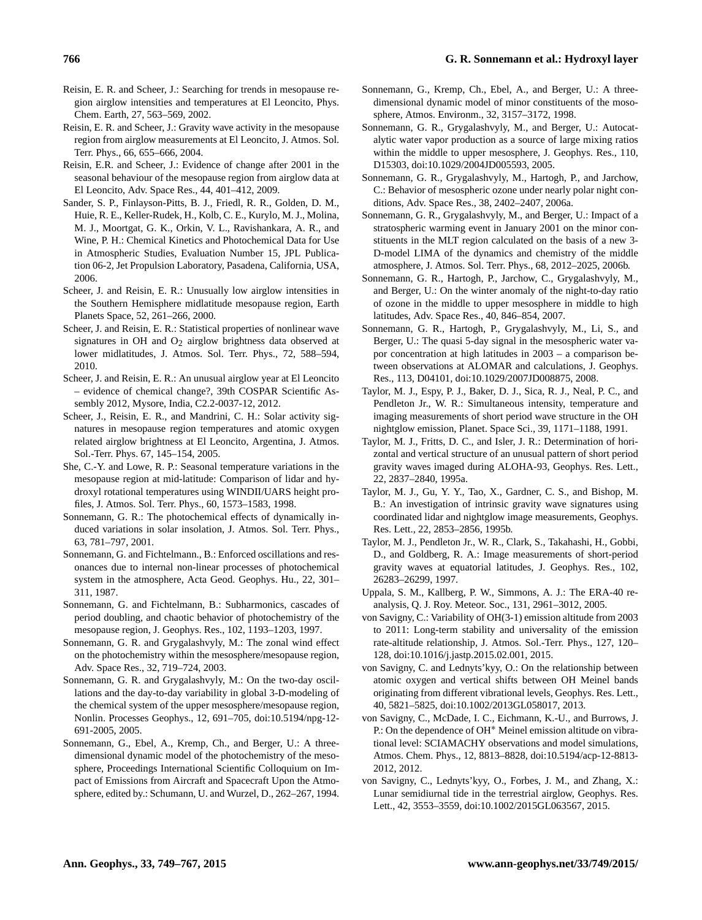Reisin, E. R. and Scheer, J.: Searching for trends in mesopause region airglow intensities and temperatures at El Leoncito, Phys. Chem. Earth, 27, 563–569, 2002.

Reisin, E. R. and Scheer, J.: Gravity wave activity in the mesopause region from airglow measurements at El Leoncito, J. Atmos. Sol. Terr. Phys., 66, 655–666, 2004.

Reisin, E.R. and Scheer, J.: Evidence of change after 2001 in the seasonal behaviour of the mesopause region from airglow data at El Leoncito, Adv. Space Res., 44, 401–412, 2009.

Sander, S. P., Finlayson-Pitts, B. J., Friedl, R. R., Golden, D. M., Huie, R. E., Keller-Rudek, H., Kolb, C. E., Kurylo, M. J., Molina, M. J., Moortgat, G. K., Orkin, V. L., Ravishankara, A. R., and Wine, P. H.: Chemical Kinetics and Photochemical Data for Use in Atmospheric Studies, Evaluation Number 15, JPL Publication 06-2, Jet Propulsion Laboratory, Pasadena, California, USA, 2006.

Scheer, J. and Reisin, E. R.: Unusually low airglow intensities in the Southern Hemisphere midlatitude mesopause region, Earth Planets Space, 52, 261–266, 2000.

Scheer, J. and Reisin, E. R.: Statistical properties of nonlinear wave signatures in OH and $O_2$ airglow brightness data observed at lower midlatitudes, J. Atmos. Sol. Terr. Phys., 72, 588–594, 2010.

Scheer, J. and Reisin, E. R.: An unusual airglow year at El Leoncito – evidence of chemical change?, 39th COSPAR Scientific Assembly 2012, Mysore, India, C2.2-0037-12, 2012.

Scheer, J., Reisin, E. R., and Mandrini, C. H.: Solar activity signatures in mesopause region temperatures and atomic oxygen related airglow brightness at El Leoncito, Argentina, J. Atmos. Sol.-Terr. Phys. 67, 145–154, 2005.

She, C.-Y. and Lowe, R. P.: Seasonal temperature variations in the mesopause region at mid-latitude: Comparison of lidar and hydroxyl rotational temperatures using WINDII/UARS height profiles, J. Atmos. Sol. Terr. Phys., 60, 1573–1583, 1998.

Sonnemann, G. R.: The photochemical effects of dynamically induced variations in solar insolation, J. Atmos. Sol. Terr. Phys., 63, 781–797, 2001.

Sonnemann, G. and Fichtelmann., B.: Enforced oscillations and resonances due to internal non-linear processes of photochemical system in the atmosphere, Acta Geod. Geophys. Hu., 22, 301–311, 1987.

Sonnemann, G. and Fichtelmann, B.: Subharmonics, cascades of period doubling, and chaotic behavior of photochemistry of the mesopause region, J. Geophys. Res., 102, 1193–1203, 1997.

Sonnemann, G. R. and Grygalashvyly, M.: The zonal wind effect on the photochemistry within the mesosphere/mesopause region, Adv. Space Res., 32, 719–724, 2003.

Sonnemann, G. R. and Grygalashvyly, M.: On the two-day oscillations and the day-to-day variability in global 3-D-modeling of the chemical system of the upper mesosphere/mesopause region, Nonlin. Processes Geophys., 12, 691–705, doi:10.5194/npg-12-691-2005, 2005.

Sonnemann, G., Ebel, A., Kremp, Ch., and Berger, U.: A three-dimensional dynamic model of the photochemistry of the mesosphere, Proceedings International Scientific Colloquium on Impact of Emissions from Aircraft and Spacecraft Upon the Atmosphere, edited by.: Schumann, U. and Wurzel, D., 262–267, 1994.

Sonnemann, G., Kremp, Ch., Ebel, A., and Berger, U.: A three-dimensional dynamic model of minor constituents of the mososphere, Atmos. Environm., 32, 3157–3172, 1998.

Sonnemann, G. R., Grygalashvyly, M., and Berger, U.: Autocatalytic water vapor production as a source of large mixing ratios within the middle to upper mesosphere, J. Geophys. Res., 110, D15303, doi:10.1029/2004JD005593, 2005.

Sonnemann, G. R., Grygalashvyly, M., Hartogh, P., and Jarchow, C.: Behavior of mesospheric ozone under nearly polar night conditions, Adv. Space Res., 38, 2402–2407, 2006a.

Sonnemann, G. R., Grygalashvyly, M., and Berger, U.: Impact of a stratospheric warming event in January 2001 on the minor constituents in the MLT region calculated on the basis of a new 3-D-model LIMA of the dynamics and chemistry of the middle atmosphere, J. Atmos. Sol. Terr. Phys., 68, 2012–2025, 2006b.

Sonnemann, G. R., Hartogh, P., Jarchow, C., Grygalashvyly, M., and Berger, U.: On the winter anomaly of the night-to-day ratio of ozone in the middle to upper mesosphere in middle to high latitudes, Adv. Space Res., 40, 846–854, 2007.

Sonnemann, G. R., Hartogh, P., Grygalashvyly, M., Li, S., and Berger, U.: The quasi 5-day signal in the mesospheric water vapor concentration at high latitudes in 2003 – a comparison between observations at ALOMAR and calculations, J. Geophys. Res., 113, D04101, doi:10.1029/2007JD008875, 2008.

Taylor, M. J., Espy, P. J., Baker, D. J., Sica, R. J., Neal, P. C., and Pendleton Jr., W. R.: Simultaneous intensity, temperature and imaging measurements of short period wave structure in the OH nightglow emission, Planet. Space Sci., 39, 1171–1188, 1991.

Taylor, M. J., Fritts, D. C., and Isler, J. R.: Determination of horizontal and vertical structure of an unusual pattern of short period gravity waves imaged during ALOHA-93, Geophys. Res. Lett., 22, 2837–2840, 1995a.

Taylor, M. J., Gu, Y. Y., Tao, X., Gardner, C. S., and Bishop, M. B.: An investigation of intrinsic gravity wave signatures using coordinated lidar and nightglow image measurements, Geophys. Res. Lett., 22, 2853–2856, 1995b.

Taylor, M. J., Pendleton Jr., W. R., Clark, S., Takahashi, H., Gobbi, D., and Goldberg, R. A.: Image measurements of short-period gravity waves at equatorial latitudes, J. Geophys. Res., 102, 26283–26299, 1997.

Uppala, S. M., Kallberg, P. W., Simmons, A. J.: The ERA-40 reanalysis, Q. J. Roy. Meteor. Soc., 131, 2961–3012, 2005.

von Savigny, C.: Variability of OH(3-1) emission altitude from 2003 to 2011: Long-term stability and universality of the emission rate-altitude relationship, J. Atmos. Sol.-Terr. Phys., 127, 120–128, doi:10.1016/j.jastp.2015.02.001, 2015.

von Savigny, C. and Lednyts'kyy, O.: On the relationship between atomic oxygen and vertical shifts between OH Meinel bands originating from different vibrational levels, Geophys. Res. Lett., 40, 5821–5825, doi:10.1002/2013GL058017, 2013.

von Savigny, C., McDade, I. C., Eichmann, K.-U., and Burrows, J. P.: On the dependence of $OH^*$ Meinel emission altitude on vibrational level: SCIAMACHY observations and model simulations, Atmos. Chem. Phys., 12, 8813–8828, doi:10.5194/acp-12-8813-2012, 2012.

von Savigny, C., Lednyts'kyy, O., Forbes, J. M., and Zhang, X.: Lunar semidiurnal tide in the terrestrial airglow, Geophys. Res. Lett., 42, 3553–3559, doi:10.1002/2015GL063567, 2015.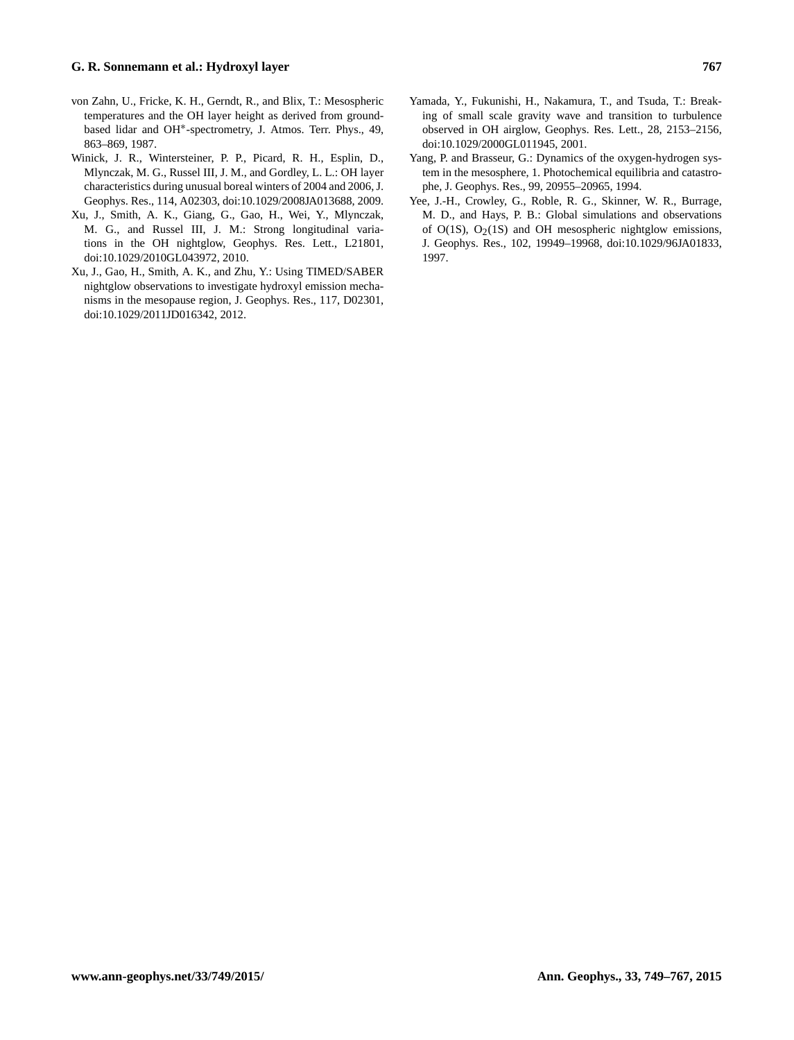von Zahn, U., Fricke, K. H., Gerndt, R., and Blix, T.: Mesospheric temperatures and the OH layer height as derived from ground-based lidar and OH*-spectrometry, J. Atmos. Terr. Phys., 49, 863–869, 1987.

Winick, J. R., Wintersteiner, P. P., Picard, R. H., Esplin, D., Mlynczak, M. G., Russel III, J. M., and Gordley, L. L.: OH layer characteristics during unusual boreal winters of 2004 and 2006, J. Geophys. Res., 114, A02303, doi:10.1029/2008JA013688, 2009.

Xu, J., Smith, A. K., Giang, G., Gao, H., Wei, Y., Mlynczak, M. G., and Russel III, J. M.: Strong longitudinal variations in the OH nightglow, Geophys. Res. Lett., L21801, doi:10.1029/2010GL043972, 2010.

Xu, J., Gao, H., Smith, A. K., and Zhu, Y.: Using TIMED/SABER nightglow observations to investigate hydroxyl emission mechanisms in the mesopause region, J. Geophys. Res., 117, D02301, doi:10.1029/2011JD016342, 2012.

Yamada, Y., Fukunishi, H., Nakamura, T., and Tsuda, T.: Breaking of small scale gravity wave and transition to turbulence observed in OH airglow, Geophys. Res. Lett., 28, 2153–2156, doi:10.1029/2000GL011945, 2001.

Yang, P. and Brasseur, G.: Dynamics of the oxygen-hydrogen system in the mesosphere, 1. Photochemical equilibria and catastrophe, J. Geophys. Res., 99, 20955–20965, 1994.

Yee, J.-H., Crowley, G., Roble, R. G., Skinner, W. R., Burrage, M. D., and Hays, P. B.: Global simulations and observations of O(1S), $O_2$(1S) and OH mesospheric nightglow emissions, J. Geophys. Res., 102, 19949–19968, doi:10.1029/96JA01833, 1997.